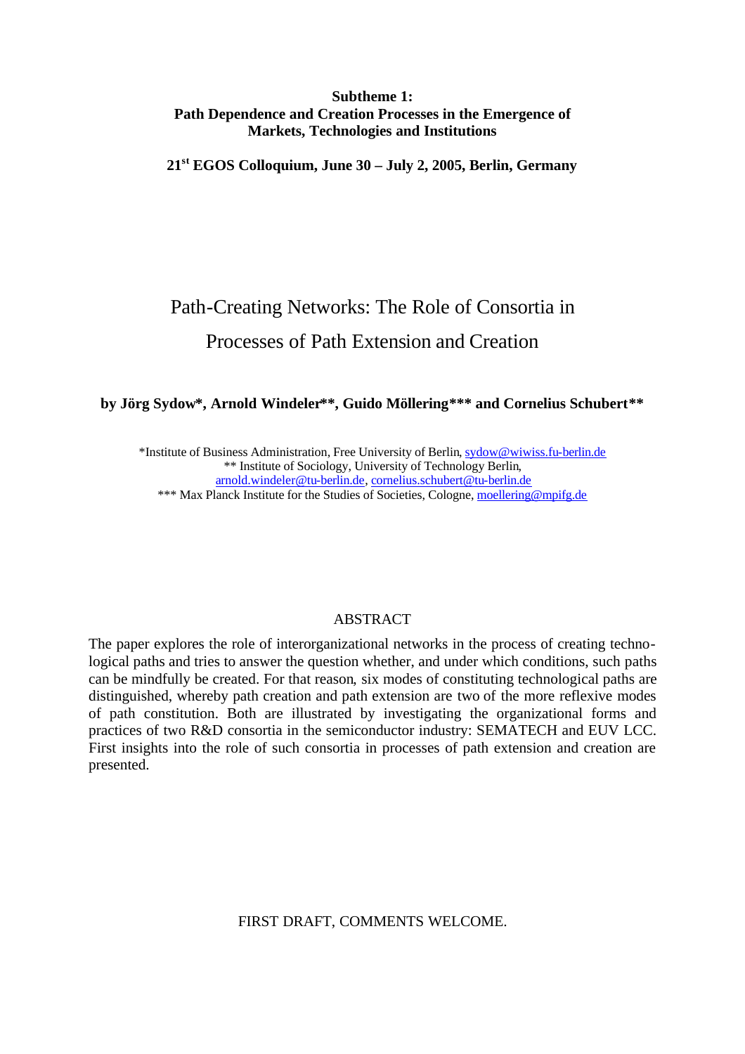**Subtheme 1:**
**Path Dependence and Creation Processes in the Emergence of Markets, Technologies and Institutions**

**21st EGOS Colloquium, June 30 – July 2, 2005, Berlin, Germany**

# Path-Creating Networks: The Role of Consortia in Processes of Path Extension and Creation

**by Jörg Sydow\*, Arnold Windeler\*\*, Guido Möllering\*\*\* and Cornelius Schubert\*\***

\*Institute of Business Administration, Free University of Berlin, sydow@wiwiss.fu-berlin.de
\*\* Institute of Sociology, University of Technology Berlin, arnold.windeler@tu-berlin.de, cornelius.schubert@tu-berlin.de
\*\*\* Max Planck Institute for the Studies of Societies, Cologne, moellering@mpifg.de

## ABSTRACT

The paper explores the role of interorganizational networks in the process of creating technological paths and tries to answer the question whether, and under which conditions, such paths can be mindfully be created. For that reason, six modes of constituting technological paths are distinguished, whereby path creation and path extension are two of the more reflexive modes of path constitution. Both are illustrated by investigating the organizational forms and practices of two R&D consortia in the semiconductor industry: SEMATECH and EUV LCC. First insights into the role of such consortia in processes of path extension and creation are presented.

FIRST DRAFT, COMMENTS WELCOME.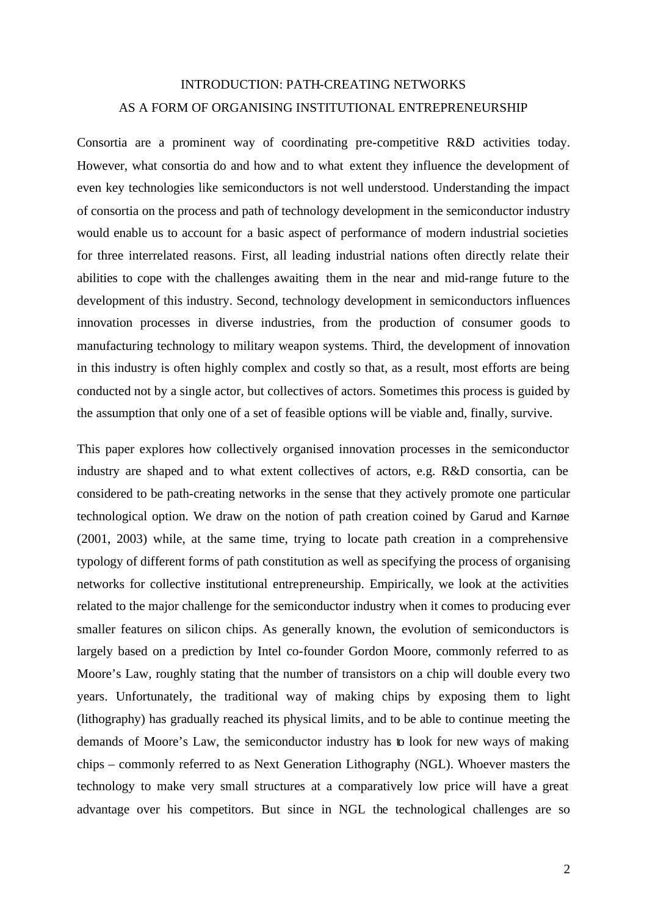# INTRODUCTION: PATH-CREATING NETWORKS AS A FORM OF ORGANISING INSTITUTIONAL ENTREPRENEURSHIP

Consortia are a prominent way of coordinating pre-competitive R&D activities today. However, what consortia do and how and to what extent they influence the development of even key technologies like semiconductors is not well understood. Understanding the impact of consortia on the process and path of technology development in the semiconductor industry would enable us to account for a basic aspect of performance of modern industrial societies for three interrelated reasons. First, all leading industrial nations often directly relate their abilities to cope with the challenges awaiting them in the near and mid-range future to the development of this industry. Second, technology development in semiconductors influences innovation processes in diverse industries, from the production of consumer goods to manufacturing technology to military weapon systems. Third, the development of innovation in this industry is often highly complex and costly so that, as a result, most efforts are being conducted not by a single actor, but collectives of actors. Sometimes this process is guided by the assumption that only one of a set of feasible options will be viable and, finally, survive.

This paper explores how collectively organised innovation processes in the semiconductor industry are shaped and to what extent collectives of actors, e.g. R&D consortia, can be considered to be path-creating networks in the sense that they actively promote one particular technological option. We draw on the notion of path creation coined by Garud and Karnøe (2001, 2003) while, at the same time, trying to locate path creation in a comprehensive typology of different forms of path constitution as well as specifying the process of organising networks for collective institutional entrepreneurship. Empirically, we look at the activities related to the major challenge for the semiconductor industry when it comes to producing ever smaller features on silicon chips. As generally known, the evolution of semiconductors is largely based on a prediction by Intel co-founder Gordon Moore, commonly referred to as Moore's Law, roughly stating that the number of transistors on a chip will double every two years. Unfortunately, the traditional way of making chips by exposing them to light (lithography) has gradually reached its physical limits, and to be able to continue meeting the demands of Moore's Law, the semiconductor industry has to look for new ways of making chips – commonly referred to as Next Generation Lithography (NGL). Whoever masters the technology to make very small structures at a comparatively low price will have a great advantage over his competitors. But since in NGL the technological challenges are so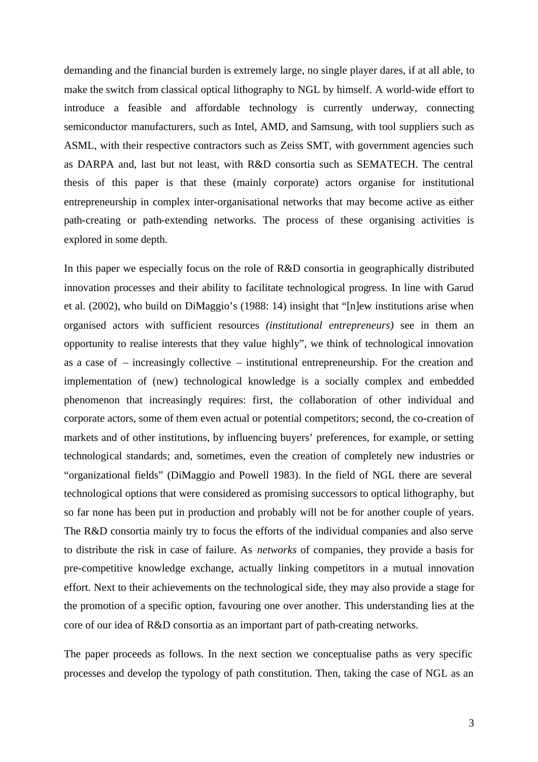demanding and the financial burden is extremely large, no single player dares, if at all able, to make the switch from classical optical lithography to NGL by himself. A world-wide effort to introduce a feasible and affordable technology is currently underway, connecting semiconductor manufacturers, such as Intel, AMD, and Samsung, with tool suppliers such as ASML, with their respective contractors such as Zeiss SMT, with government agencies such as DARPA and, last but not least, with R&D consortia such as SEMATECH. The central thesis of this paper is that these (mainly corporate) actors organise for institutional entrepreneurship in complex inter-organisational networks that may become active as either path-creating or path-extending networks. The process of these organising activities is explored in some depth.

In this paper we especially focus on the role of R&D consortia in geographically distributed innovation processes and their ability to facilitate technological progress. In line with Garud et al. (2002), who build on DiMaggio's (1988: 14) insight that "[n]ew institutions arise when organised actors with sufficient resources *(institutional entrepreneurs)* see in them an opportunity to realise interests that they value highly", we think of technological innovation as a case of – increasingly collective – institutional entrepreneurship. For the creation and implementation of (new) technological knowledge is a socially complex and embedded phenomenon that increasingly requires: first, the collaboration of other individual and corporate actors, some of them even actual or potential competitors; second, the co-creation of markets and of other institutions, by influencing buyers' preferences, for example, or setting technological standards; and, sometimes, even the creation of completely new industries or "organizational fields" (DiMaggio and Powell 1983). In the field of NGL there are several technological options that were considered as promising successors to optical lithography, but so far none has been put in production and probably will not be for another couple of years. The R&D consortia mainly try to focus the efforts of the individual companies and also serve to distribute the risk in case of failure. As *networks* of companies, they provide a basis for pre-competitive knowledge exchange, actually linking competitors in a mutual innovation effort. Next to their achievements on the technological side, they may also provide a stage for the promotion of a specific option, favouring one over another. This understanding lies at the core of our idea of R&D consortia as an important part of path-creating networks.

The paper proceeds as follows. In the next section we conceptualise paths as very specific processes and develop the typology of path constitution. Then, taking the case of NGL as an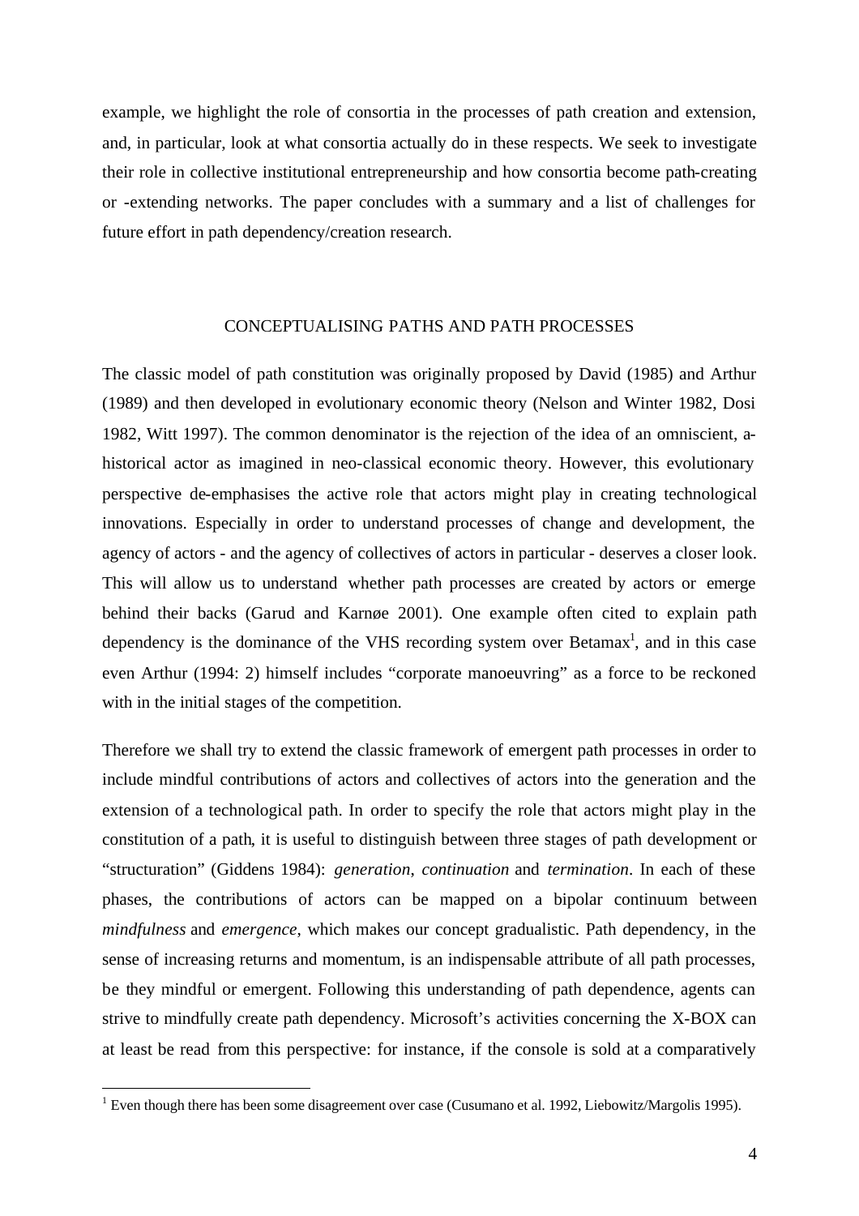example, we highlight the role of consortia in the processes of path creation and extension, and, in particular, look at what consortia actually do in these respects. We seek to investigate their role in collective institutional entrepreneurship and how consortia become path-creating or -extending networks. The paper concludes with a summary and a list of challenges for future effort in path dependency/creation research.

## CONCEPTUALISING PATHS AND PATH PROCESSES

The classic model of path constitution was originally proposed by David (1985) and Arthur (1989) and then developed in evolutionary economic theory (Nelson and Winter 1982, Dosi 1982, Witt 1997). The common denominator is the rejection of the idea of an omniscient, a-historical actor as imagined in neo-classical economic theory. However, this evolutionary perspective de-emphasises the active role that actors might play in creating technological innovations. Especially in order to understand processes of change and development, the agency of actors - and the agency of collectives of actors in particular - deserves a closer look. This will allow us to understand whether path processes are created by actors or emerge behind their backs (Garud and Karnøe 2001). One example often cited to explain path dependency is the dominance of the VHS recording system over Betamax[1], and in this case even Arthur (1994: 2) himself includes "corporate manoeuvring" as a force to be reckoned with in the initial stages of the competition.

Therefore we shall try to extend the classic framework of emergent path processes in order to include mindful contributions of actors and collectives of actors into the generation and the extension of a technological path. In order to specify the role that actors might play in the constitution of a path, it is useful to distinguish between three stages of path development or "structuration" (Giddens 1984): *generation*, *continuation* and *termination*. In each of these phases, the contributions of actors can be mapped on a bipolar continuum between *mindfulness* and *emergence*, which makes our concept gradualistic. Path dependency, in the sense of increasing returns and momentum, is an indispensable attribute of all path processes, be they mindful or emergent. Following this understanding of path dependence, agents can strive to mindfully create path dependency. Microsoft's activities concerning the X-BOX can at least be read from this perspective: for instance, if the console is sold at a comparatively

[1] Even though there has been some disagreement over case (Cusumano et al. 1992, Liebowitz/Margolis 1995).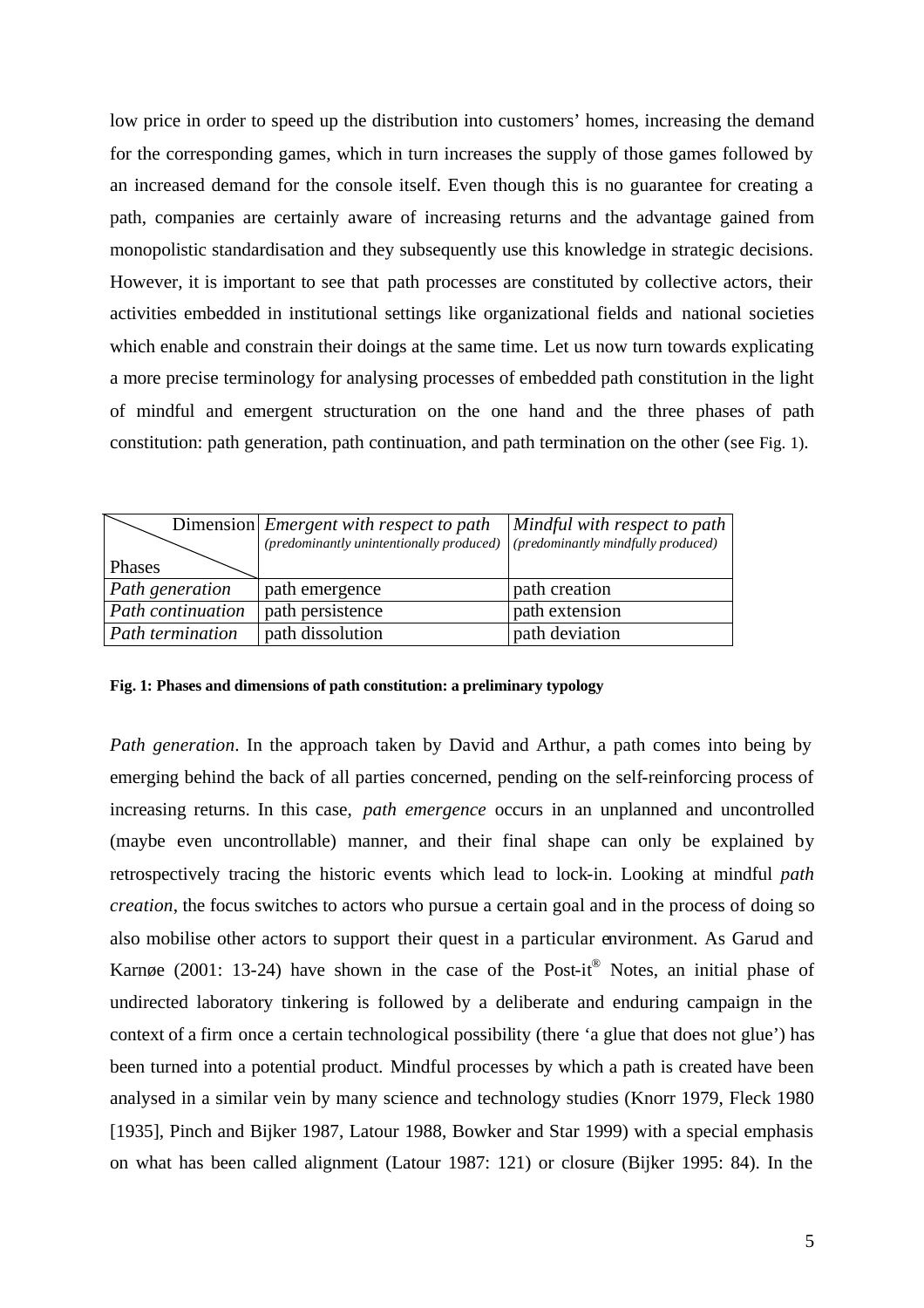low price in order to speed up the distribution into customers' homes, increasing the demand for the corresponding games, which in turn increases the supply of those games followed by an increased demand for the console itself. Even though this is no guarantee for creating a path, companies are certainly aware of increasing returns and the advantage gained from monopolistic standardisation and they subsequently use this knowledge in strategic decisions. However, it is important to see that path processes are constituted by collective actors, their activities embedded in institutional settings like organizational fields and national societies which enable and constrain their doings at the same time. Let us now turn towards explicating a more precise terminology for analysing processes of embedded path constitution in the light of mindful and emergent structuration on the one hand and the three phases of path constitution: path generation, path continuation, and path termination on the other (see Fig. 1).

| Dimension / Phases | *Emergent with respect to path* *(predominantly unintentionally produced)* | *Mindful with respect to path* *(predominantly mindfully produced)* |
|---|---|---|
| *Path generation* | path emergence | path creation |
| *Path continuation* | path persistence | path extension |
| *Path termination* | path dissolution | path deviation |

**Fig. 1: Phases and dimensions of path constitution: a preliminary typology**

*Path generation*. In the approach taken by David and Arthur, a path comes into being by emerging behind the back of all parties concerned, pending on the self-reinforcing process of increasing returns. In this case, *path emergence* occurs in an unplanned and uncontrolled (maybe even uncontrollable) manner, and their final shape can only be explained by retrospectively tracing the historic events which lead to lock-in. Looking at mindful *path creation*, the focus switches to actors who pursue a certain goal and in the process of doing so also mobilise other actors to support their quest in a particular environment. As Garud and Karnøe (2001: 13-24) have shown in the case of the Post-it® Notes, an initial phase of undirected laboratory tinkering is followed by a deliberate and enduring campaign in the context of a firm once a certain technological possibility (there 'a glue that does not glue') has been turned into a potential product. Mindful processes by which a path is created have been analysed in a similar vein by many science and technology studies (Knorr 1979, Fleck 1980 [1935], Pinch and Bijker 1987, Latour 1988, Bowker and Star 1999) with a special emphasis on what has been called alignment (Latour 1987: 121) or closure (Bijker 1995: 84). In the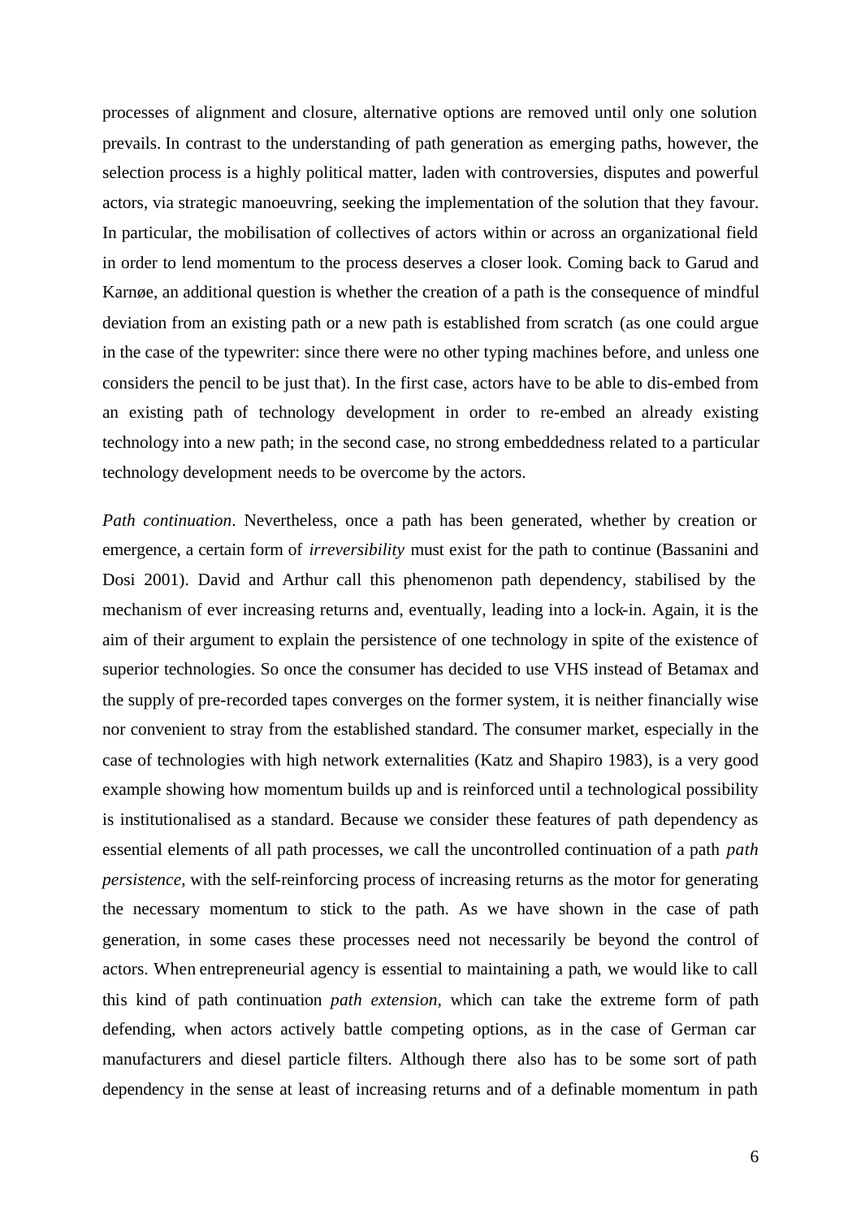processes of alignment and closure, alternative options are removed until only one solution prevails. In contrast to the understanding of path generation as emerging paths, however, the selection process is a highly political matter, laden with controversies, disputes and powerful actors, via strategic manoeuvring, seeking the implementation of the solution that they favour. In particular, the mobilisation of collectives of actors within or across an organizational field in order to lend momentum to the process deserves a closer look. Coming back to Garud and Karnøe, an additional question is whether the creation of a path is the consequence of mindful deviation from an existing path or a new path is established from scratch (as one could argue in the case of the typewriter: since there were no other typing machines before, and unless one considers the pencil to be just that). In the first case, actors have to be able to dis-embed from an existing path of technology development in order to re-embed an already existing technology into a new path; in the second case, no strong embeddedness related to a particular technology development needs to be overcome by the actors.

*Path continuation*. Nevertheless, once a path has been generated, whether by creation or emergence, a certain form of *irreversibility* must exist for the path to continue (Bassanini and Dosi 2001). David and Arthur call this phenomenon path dependency, stabilised by the mechanism of ever increasing returns and, eventually, leading into a lock-in. Again, it is the aim of their argument to explain the persistence of one technology in spite of the existence of superior technologies. So once the consumer has decided to use VHS instead of Betamax and the supply of pre-recorded tapes converges on the former system, it is neither financially wise nor convenient to stray from the established standard. The consumer market, especially in the case of technologies with high network externalities (Katz and Shapiro 1983), is a very good example showing how momentum builds up and is reinforced until a technological possibility is institutionalised as a standard. Because we consider these features of path dependency as essential elements of all path processes, we call the uncontrolled continuation of a path *path persistence*, with the self-reinforcing process of increasing returns as the motor for generating the necessary momentum to stick to the path. As we have shown in the case of path generation, in some cases these processes need not necessarily be beyond the control of actors. When entrepreneurial agency is essential to maintaining a path, we would like to call this kind of path continuation *path extension*, which can take the extreme form of path defending, when actors actively battle competing options, as in the case of German car manufacturers and diesel particle filters. Although there also has to be some sort of path dependency in the sense at least of increasing returns and of a definable momentum in path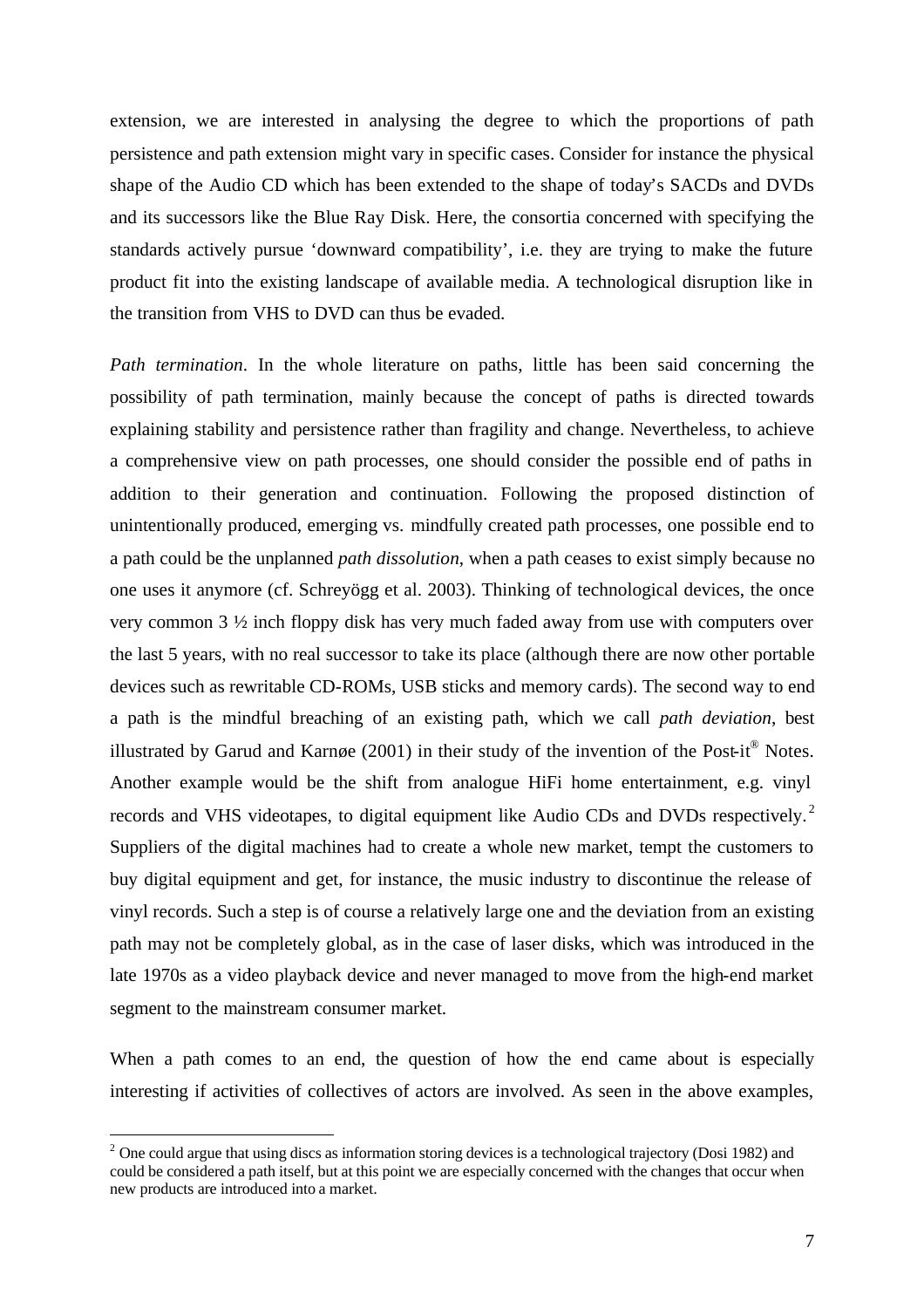extension, we are interested in analysing the degree to which the proportions of path persistence and path extension might vary in specific cases. Consider for instance the physical shape of the Audio CD which has been extended to the shape of today's SACDs and DVDs and its successors like the Blue Ray Disk. Here, the consortia concerned with specifying the standards actively pursue 'downward compatibility', i.e. they are trying to make the future product fit into the existing landscape of available media. A technological disruption like in the transition from VHS to DVD can thus be evaded.

*Path termination*. In the whole literature on paths, little has been said concerning the possibility of path termination, mainly because the concept of paths is directed towards explaining stability and persistence rather than fragility and change. Nevertheless, to achieve a comprehensive view on path processes, one should consider the possible end of paths in addition to their generation and continuation. Following the proposed distinction of unintentionally produced, emerging vs. mindfully created path processes, one possible end to a path could be the unplanned *path dissolution*, when a path ceases to exist simply because no one uses it anymore (cf. Schreyögg et al. 2003). Thinking of technological devices, the once very common 3 ½ inch floppy disk has very much faded away from use with computers over the last 5 years, with no real successor to take its place (although there are now other portable devices such as rewritable CD-ROMs, USB sticks and memory cards). The second way to end a path is the mindful breaching of an existing path, which we call *path deviation*, best illustrated by Garud and Karnøe (2001) in their study of the invention of the Post-it® Notes. Another example would be the shift from analogue HiFi home entertainment, e.g. vinyl records and VHS videotapes, to digital equipment like Audio CDs and DVDs respectively.[2] Suppliers of the digital machines had to create a whole new market, tempt the customers to buy digital equipment and get, for instance, the music industry to discontinue the release of vinyl records. Such a step is of course a relatively large one and the deviation from an existing path may not be completely global, as in the case of laser disks, which was introduced in the late 1970s as a video playback device and never managed to move from the high-end market segment to the mainstream consumer market.

When a path comes to an end, the question of how the end came about is especially interesting if activities of collectives of actors are involved. As seen in the above examples,

[2] One could argue that using discs as information storing devices is a technological trajectory (Dosi 1982) and could be considered a path itself, but at this point we are especially concerned with the changes that occur when new products are introduced into a market.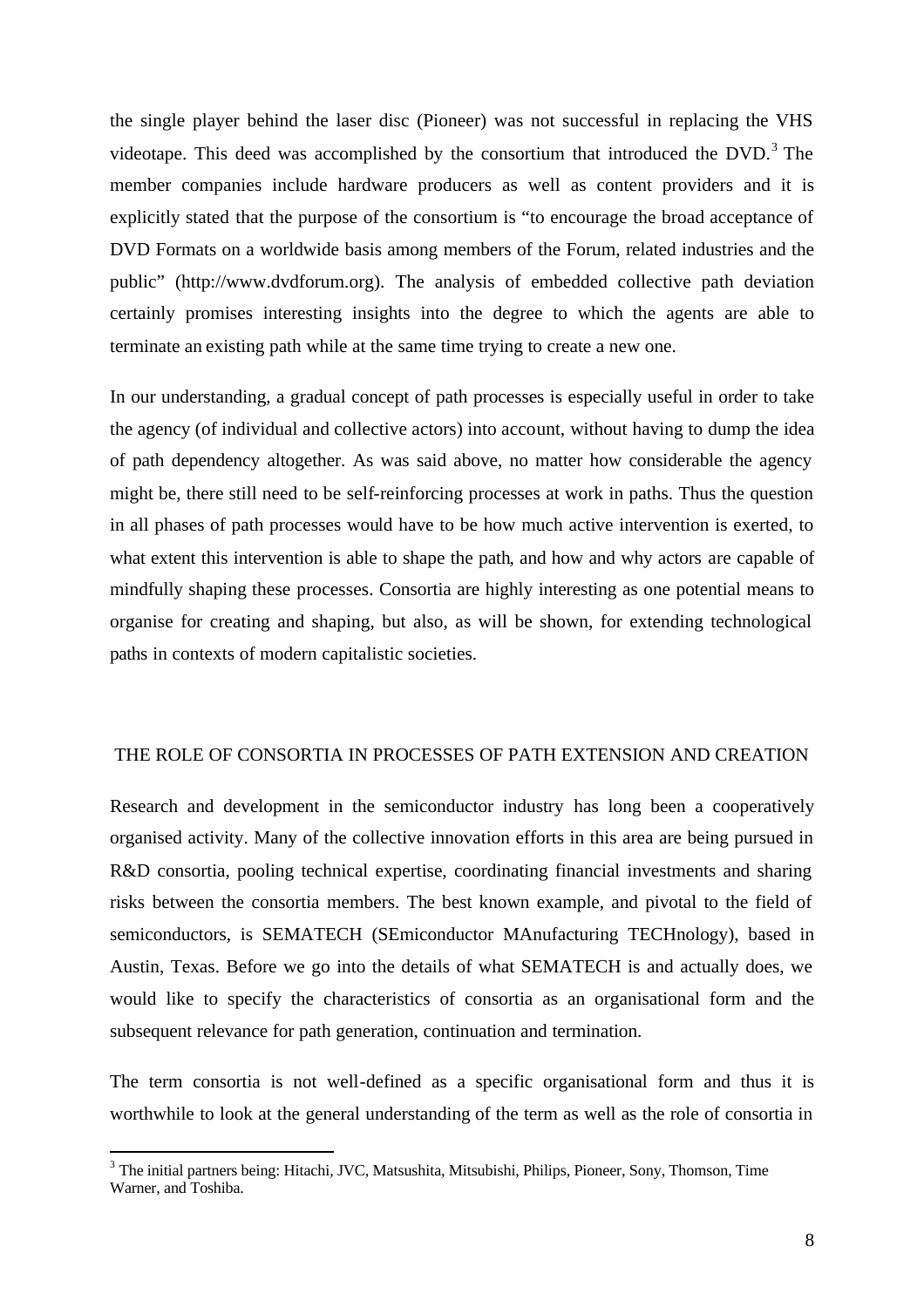the single player behind the laser disc (Pioneer) was not successful in replacing the VHS videotape. This deed was accomplished by the consortium that introduced the DVD.[3] The member companies include hardware producers as well as content providers and it is explicitly stated that the purpose of the consortium is "to encourage the broad acceptance of DVD Formats on a worldwide basis among members of the Forum, related industries and the public" (http://www.dvdforum.org). The analysis of embedded collective path deviation certainly promises interesting insights into the degree to which the agents are able to terminate an existing path while at the same time trying to create a new one.

In our understanding, a gradual concept of path processes is especially useful in order to take the agency (of individual and collective actors) into account, without having to dump the idea of path dependency altogether. As was said above, no matter how considerable the agency might be, there still need to be self-reinforcing processes at work in paths. Thus the question in all phases of path processes would have to be how much active intervention is exerted, to what extent this intervention is able to shape the path, and how and why actors are capable of mindfully shaping these processes. Consortia are highly interesting as one potential means to organise for creating and shaping, but also, as will be shown, for extending technological paths in contexts of modern capitalistic societies.

## THE ROLE OF CONSORTIA IN PROCESSES OF PATH EXTENSION AND CREATION

Research and development in the semiconductor industry has long been a cooperatively organised activity. Many of the collective innovation efforts in this area are being pursued in R&D consortia, pooling technical expertise, coordinating financial investments and sharing risks between the consortia members. The best known example, and pivotal to the field of semiconductors, is SEMATECH (SEmiconductor MAnufacturing TECHnology), based in Austin, Texas. Before we go into the details of what SEMATECH is and actually does, we would like to specify the characteristics of consortia as an organisational form and the subsequent relevance for path generation, continuation and termination.

The term consortia is not well-defined as a specific organisational form and thus it is worthwhile to look at the general understanding of the term as well as the role of consortia in

[3] The initial partners being: Hitachi, JVC, Matsushita, Mitsubishi, Philips, Pioneer, Sony, Thomson, Time Warner, and Toshiba.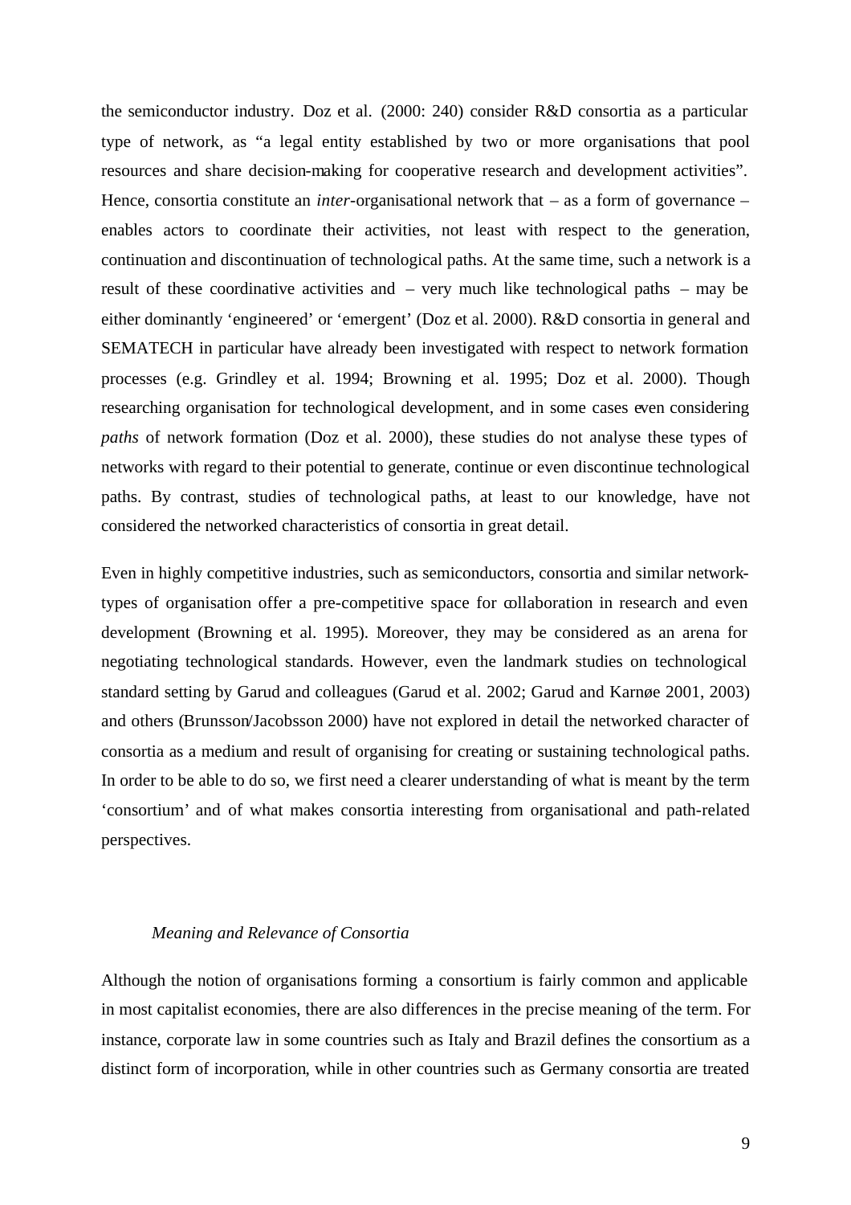the semiconductor industry. Doz et al. (2000: 240) consider R&D consortia as a particular type of network, as “a legal entity established by two or more organisations that pool resources and share decision-making for cooperative research and development activities”. Hence, consortia constitute an *inter*-organisational network that – as a form of governance – enables actors to coordinate their activities, not least with respect to the generation, continuation and discontinuation of technological paths. At the same time, such a network is a result of these coordinative activities and – very much like technological paths – may be either dominantly ‘engineered’ or ‘emergent’ (Doz et al. 2000). R&D consortia in general and SEMATECH in particular have already been investigated with respect to network formation processes (e.g. Grindley et al. 1994; Browning et al. 1995; Doz et al. 2000). Though researching organisation for technological development, and in some cases even considering *paths* of network formation (Doz et al. 2000), these studies do not analyse these types of networks with regard to their potential to generate, continue or even discontinue technological paths. By contrast, studies of technological paths, at least to our knowledge, have not considered the networked characteristics of consortia in great detail.

Even in highly competitive industries, such as semiconductors, consortia and similar network-types of organisation offer a pre-competitive space for collaboration in research and even development (Browning et al. 1995). Moreover, they may be considered as an arena for negotiating technological standards. However, even the landmark studies on technological standard setting by Garud and colleagues (Garud et al. 2002; Garud and Karnøe 2001, 2003) and others (Brunsson/Jacobsson 2000) have not explored in detail the networked character of consortia as a medium and result of organising for creating or sustaining technological paths. In order to be able to do so, we first need a clearer understanding of what is meant by the term ‘consortium’ and of what makes consortia interesting from organisational and path-related perspectives.

### *Meaning and Relevance of Consortia*

Although the notion of organisations forming a consortium is fairly common and applicable in most capitalist economies, there are also differences in the precise meaning of the term. For instance, corporate law in some countries such as Italy and Brazil defines the consortium as a distinct form of incorporation, while in other countries such as Germany consortia are treated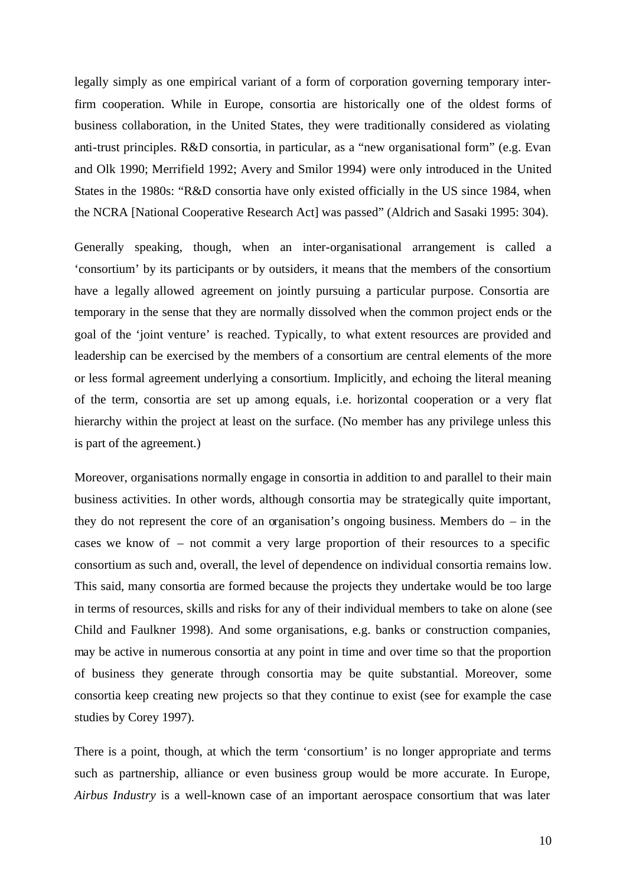legally simply as one empirical variant of a form of corporation governing temporary inter-firm cooperation. While in Europe, consortia are historically one of the oldest forms of business collaboration, in the United States, they were traditionally considered as violating anti-trust principles. R&D consortia, in particular, as a "new organisational form" (e.g. Evan and Olk 1990; Merrifield 1992; Avery and Smilor 1994) were only introduced in the United States in the 1980s: "R&D consortia have only existed officially in the US since 1984, when the NCRA [National Cooperative Research Act] was passed" (Aldrich and Sasaki 1995: 304).

Generally speaking, though, when an inter-organisational arrangement is called a 'consortium' by its participants or by outsiders, it means that the members of the consortium have a legally allowed agreement on jointly pursuing a particular purpose. Consortia are temporary in the sense that they are normally dissolved when the common project ends or the goal of the 'joint venture' is reached. Typically, to what extent resources are provided and leadership can be exercised by the members of a consortium are central elements of the more or less formal agreement underlying a consortium. Implicitly, and echoing the literal meaning of the term, consortia are set up among equals, i.e. horizontal cooperation or a very flat hierarchy within the project at least on the surface. (No member has any privilege unless this is part of the agreement.)

Moreover, organisations normally engage in consortia in addition to and parallel to their main business activities. In other words, although consortia may be strategically quite important, they do not represent the core of an organisation's ongoing business. Members do – in the cases we know of – not commit a very large proportion of their resources to a specific consortium as such and, overall, the level of dependence on individual consortia remains low. This said, many consortia are formed because the projects they undertake would be too large in terms of resources, skills and risks for any of their individual members to take on alone (see Child and Faulkner 1998). And some organisations, e.g. banks or construction companies, may be active in numerous consortia at any point in time and over time so that the proportion of business they generate through consortia may be quite substantial. Moreover, some consortia keep creating new projects so that they continue to exist (see for example the case studies by Corey 1997).

There is a point, though, at which the term 'consortium' is no longer appropriate and terms such as partnership, alliance or even business group would be more accurate. In Europe, *Airbus Industry* is a well-known case of an important aerospace consortium that was later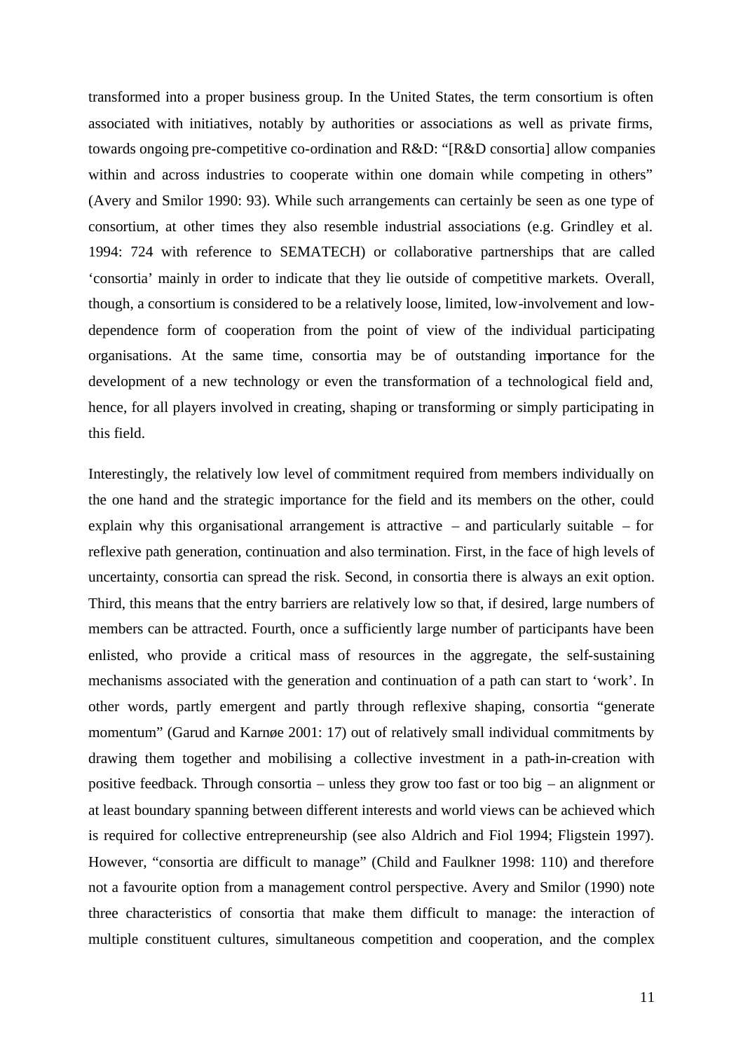transformed into a proper business group. In the United States, the term consortium is often associated with initiatives, notably by authorities or associations as well as private firms, towards ongoing pre-competitive co-ordination and R&D: "[R&D consortia] allow companies within and across industries to cooperate within one domain while competing in others" (Avery and Smilor 1990: 93). While such arrangements can certainly be seen as one type of consortium, at other times they also resemble industrial associations (e.g. Grindley et al. 1994: 724 with reference to SEMATECH) or collaborative partnerships that are called 'consortia' mainly in order to indicate that they lie outside of competitive markets. Overall, though, a consortium is considered to be a relatively loose, limited, low-involvement and low-dependence form of cooperation from the point of view of the individual participating organisations. At the same time, consortia may be of outstanding importance for the development of a new technology or even the transformation of a technological field and, hence, for all players involved in creating, shaping or transforming or simply participating in this field.

Interestingly, the relatively low level of commitment required from members individually on the one hand and the strategic importance for the field and its members on the other, could explain why this organisational arrangement is attractive – and particularly suitable – for reflexive path generation, continuation and also termination. First, in the face of high levels of uncertainty, consortia can spread the risk. Second, in consortia there is always an exit option. Third, this means that the entry barriers are relatively low so that, if desired, large numbers of members can be attracted. Fourth, once a sufficiently large number of participants have been enlisted, who provide a critical mass of resources in the aggregate, the self-sustaining mechanisms associated with the generation and continuation of a path can start to 'work'. In other words, partly emergent and partly through reflexive shaping, consortia "generate momentum" (Garud and Karnøe 2001: 17) out of relatively small individual commitments by drawing them together and mobilising a collective investment in a path-in-creation with positive feedback. Through consortia – unless they grow too fast or too big – an alignment or at least boundary spanning between different interests and world views can be achieved which is required for collective entrepreneurship (see also Aldrich and Fiol 1994; Fligstein 1997). However, "consortia are difficult to manage" (Child and Faulkner 1998: 110) and therefore not a favourite option from a management control perspective. Avery and Smilor (1990) note three characteristics of consortia that make them difficult to manage: the interaction of multiple constituent cultures, simultaneous competition and cooperation, and the complex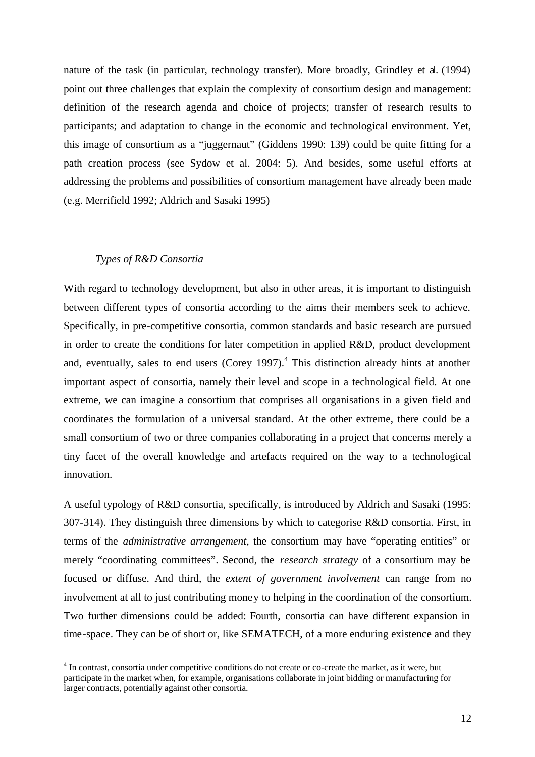nature of the task (in particular, technology transfer). More broadly, Grindley et al. (1994) point out three challenges that explain the complexity of consortium design and management: definition of the research agenda and choice of projects; transfer of research results to participants; and adaptation to change in the economic and technological environment. Yet, this image of consortium as a "juggernaut" (Giddens 1990: 139) could be quite fitting for a path creation process (see Sydow et al. 2004: 5). And besides, some useful efforts at addressing the problems and possibilities of consortium management have already been made (e.g. Merrifield 1992; Aldrich and Sasaki 1995)

### *Types of R&D Consortia*

With regard to technology development, but also in other areas, it is important to distinguish between different types of consortia according to the aims their members seek to achieve. Specifically, in pre-competitive consortia, common standards and basic research are pursued in order to create the conditions for later competition in applied R&D, product development and, eventually, sales to end users (Corey 1997).[4] This distinction already hints at another important aspect of consortia, namely their level and scope in a technological field. At one extreme, we can imagine a consortium that comprises all organisations in a given field and coordinates the formulation of a universal standard. At the other extreme, there could be a small consortium of two or three companies collaborating in a project that concerns merely a tiny facet of the overall knowledge and artefacts required on the way to a technological innovation.

A useful typology of R&D consortia, specifically, is introduced by Aldrich and Sasaki (1995: 307-314). They distinguish three dimensions by which to categorise R&D consortia. First, in terms of the *administrative arrangement*, the consortium may have "operating entities" or merely "coordinating committees". Second, the *research strategy* of a consortium may be focused or diffuse. And third, the *extent of government involvement* can range from no involvement at all to just contributing money to helping in the coordination of the consortium. Two further dimensions could be added: Fourth, consortia can have different expansion in time-space. They can be of short or, like SEMATECH, of a more enduring existence and they

[4] In contrast, consortia under competitive conditions do not create or co-create the market, as it were, but participate in the market when, for example, organisations collaborate in joint bidding or manufacturing for larger contracts, potentially against other consortia.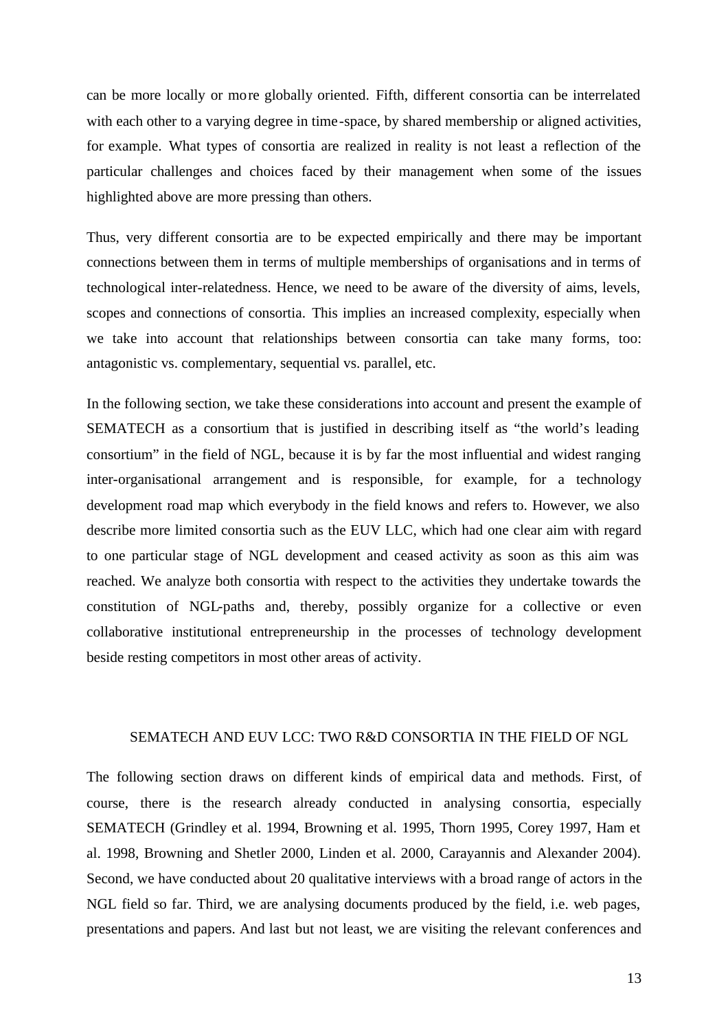can be more locally or more globally oriented. Fifth, different consortia can be interrelated with each other to a varying degree in time-space, by shared membership or aligned activities, for example. What types of consortia are realized in reality is not least a reflection of the particular challenges and choices faced by their management when some of the issues highlighted above are more pressing than others.

Thus, very different consortia are to be expected empirically and there may be important connections between them in terms of multiple memberships of organisations and in terms of technological inter-relatedness. Hence, we need to be aware of the diversity of aims, levels, scopes and connections of consortia. This implies an increased complexity, especially when we take into account that relationships between consortia can take many forms, too: antagonistic vs. complementary, sequential vs. parallel, etc.

In the following section, we take these considerations into account and present the example of SEMATECH as a consortium that is justified in describing itself as "the world's leading consortium" in the field of NGL, because it is by far the most influential and widest ranging inter-organisational arrangement and is responsible, for example, for a technology development road map which everybody in the field knows and refers to. However, we also describe more limited consortia such as the EUV LLC, which had one clear aim with regard to one particular stage of NGL development and ceased activity as soon as this aim was reached. We analyze both consortia with respect to the activities they undertake towards the constitution of NGL-paths and, thereby, possibly organize for a collective or even collaborative institutional entrepreneurship in the processes of technology development beside resting competitors in most other areas of activity.

## SEMATECH AND EUV LCC: TWO R&D CONSORTIA IN THE FIELD OF NGL

The following section draws on different kinds of empirical data and methods. First, of course, there is the research already conducted in analysing consortia, especially SEMATECH (Grindley et al. 1994, Browning et al. 1995, Thorn 1995, Corey 1997, Ham et al. 1998, Browning and Shetler 2000, Linden et al. 2000, Carayannis and Alexander 2004). Second, we have conducted about 20 qualitative interviews with a broad range of actors in the NGL field so far. Third, we are analysing documents produced by the field, i.e. web pages, presentations and papers. And last but not least, we are visiting the relevant conferences and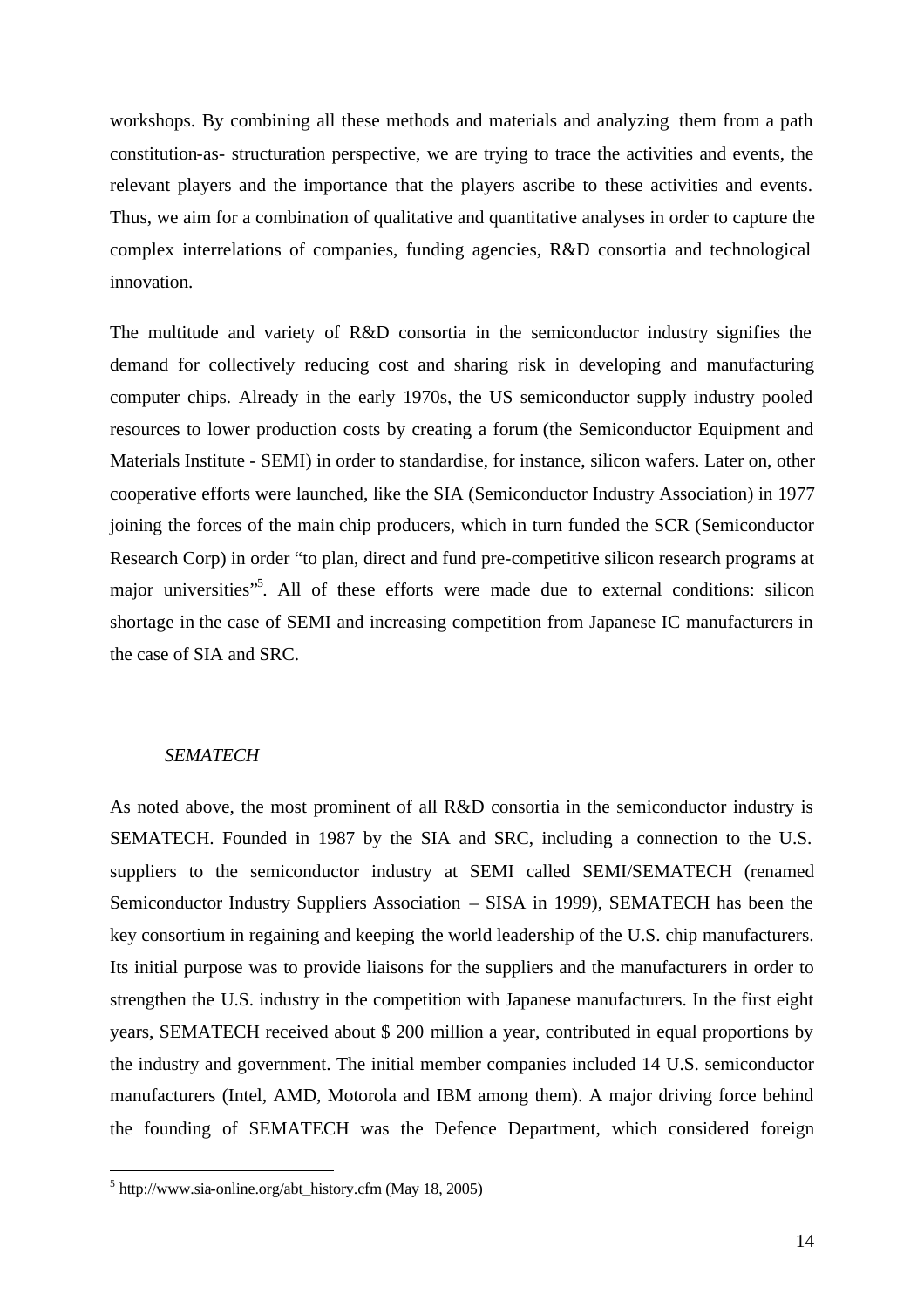workshops. By combining all these methods and materials and analyzing them from a path constitution-as- structuration perspective, we are trying to trace the activities and events, the relevant players and the importance that the players ascribe to these activities and events. Thus, we aim for a combination of qualitative and quantitative analyses in order to capture the complex interrelations of companies, funding agencies, R&D consortia and technological innovation.

The multitude and variety of R&D consortia in the semiconductor industry signifies the demand for collectively reducing cost and sharing risk in developing and manufacturing computer chips. Already in the early 1970s, the US semiconductor supply industry pooled resources to lower production costs by creating a forum (the Semiconductor Equipment and Materials Institute - SEMI) in order to standardise, for instance, silicon wafers. Later on, other cooperative efforts were launched, like the SIA (Semiconductor Industry Association) in 1977 joining the forces of the main chip producers, which in turn funded the SCR (Semiconductor Research Corp) in order "to plan, direct and fund pre-competitive silicon research programs at major universities"[5]. All of these efforts were made due to external conditions: silicon shortage in the case of SEMI and increasing competition from Japanese IC manufacturers in the case of SIA and SRC.

### *SEMATECH*

As noted above, the most prominent of all R&D consortia in the semiconductor industry is SEMATECH. Founded in 1987 by the SIA and SRC, including a connection to the U.S. suppliers to the semiconductor industry at SEMI called SEMI/SEMATECH (renamed Semiconductor Industry Suppliers Association – SISA in 1999), SEMATECH has been the key consortium in regaining and keeping the world leadership of the U.S. chip manufacturers. Its initial purpose was to provide liaisons for the suppliers and the manufacturers in order to strengthen the U.S. industry in the competition with Japanese manufacturers. In the first eight years, SEMATECH received about $ 200 million a year, contributed in equal proportions by the industry and government. The initial member companies included 14 U.S. semiconductor manufacturers (Intel, AMD, Motorola and IBM among them). A major driving force behind the founding of SEMATECH was the Defence Department, which considered foreign

---

[5] http://www.sia-online.org/abt_history.cfm (May 18, 2005)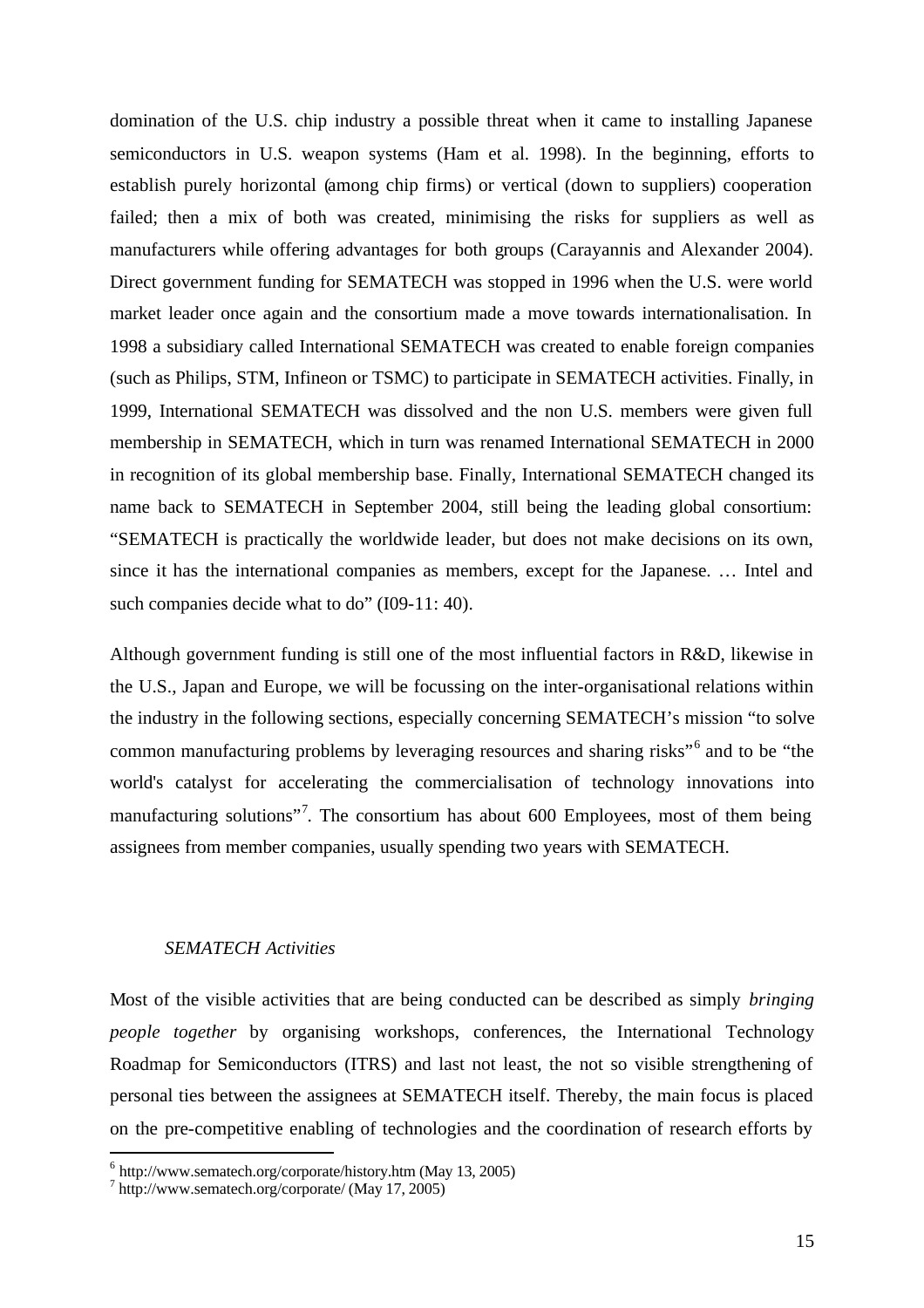domination of the U.S. chip industry a possible threat when it came to installing Japanese semiconductors in U.S. weapon systems (Ham et al. 1998). In the beginning, efforts to establish purely horizontal (among chip firms) or vertical (down to suppliers) cooperation failed; then a mix of both was created, minimising the risks for suppliers as well as manufacturers while offering advantages for both groups (Carayannis and Alexander 2004). Direct government funding for SEMATECH was stopped in 1996 when the U.S. were world market leader once again and the consortium made a move towards internationalisation. In 1998 a subsidiary called International SEMATECH was created to enable foreign companies (such as Philips, STM, Infineon or TSMC) to participate in SEMATECH activities. Finally, in 1999, International SEMATECH was dissolved and the non U.S. members were given full membership in SEMATECH, which in turn was renamed International SEMATECH in 2000 in recognition of its global membership base. Finally, International SEMATECH changed its name back to SEMATECH in September 2004, still being the leading global consortium: "SEMATECH is practically the worldwide leader, but does not make decisions on its own, since it has the international companies as members, except for the Japanese. … Intel and such companies decide what to do" (I09-11: 40).

Although government funding is still one of the most influential factors in R&D, likewise in the U.S., Japan and Europe, we will be focussing on the inter-organisational relations within the industry in the following sections, especially concerning SEMATECH's mission "to solve common manufacturing problems by leveraging resources and sharing risks"[6] and to be "the world's catalyst for accelerating the commercialisation of technology innovations into manufacturing solutions"[7]. The consortium has about 600 Employees, most of them being assignees from member companies, usually spending two years with SEMATECH.

### *SEMATECH Activities*

Most of the visible activities that are being conducted can be described as simply *bringing people together* by organising workshops, conferences, the International Technology Roadmap for Semiconductors (ITRS) and last not least, the not so visible strengthening of personal ties between the assignees at SEMATECH itself. Thereby, the main focus is placed on the pre-competitive enabling of technologies and the coordination of research efforts by

---

[6] http://www.sematech.org/corporate/history.htm (May 13, 2005)

[7] http://www.sematech.org/corporate/ (May 17, 2005)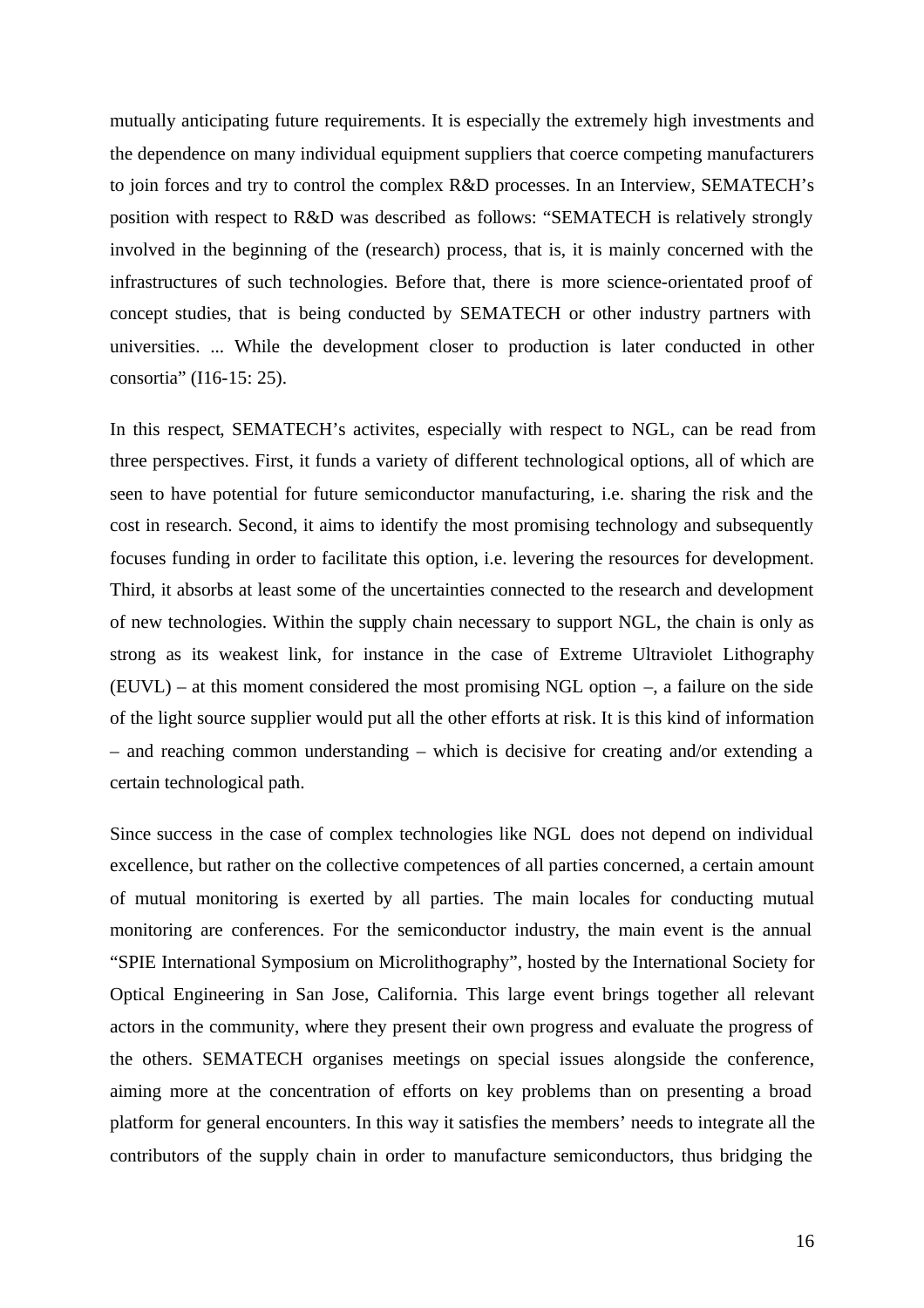mutually anticipating future requirements. It is especially the extremely high investments and the dependence on many individual equipment suppliers that coerce competing manufacturers to join forces and try to control the complex R&D processes. In an Interview, SEMATECH's position with respect to R&D was described as follows: "SEMATECH is relatively strongly involved in the beginning of the (research) process, that is, it is mainly concerned with the infrastructures of such technologies. Before that, there is more science-orientated proof of concept studies, that is being conducted by SEMATECH or other industry partners with universities. ... While the development closer to production is later conducted in other consortia" (I16-15: 25).

In this respect, SEMATECH's activites, especially with respect to NGL, can be read from three perspectives. First, it funds a variety of different technological options, all of which are seen to have potential for future semiconductor manufacturing, i.e. sharing the risk and the cost in research. Second, it aims to identify the most promising technology and subsequently focuses funding in order to facilitate this option, i.e. levering the resources for development. Third, it absorbs at least some of the uncertainties connected to the research and development of new technologies. Within the supply chain necessary to support NGL, the chain is only as strong as its weakest link, for instance in the case of Extreme Ultraviolet Lithography (EUVL) – at this moment considered the most promising NGL option –, a failure on the side of the light source supplier would put all the other efforts at risk. It is this kind of information – and reaching common understanding – which is decisive for creating and/or extending a certain technological path.

Since success in the case of complex technologies like NGL does not depend on individual excellence, but rather on the collective competences of all parties concerned, a certain amount of mutual monitoring is exerted by all parties. The main locales for conducting mutual monitoring are conferences. For the semiconductor industry, the main event is the annual "SPIE International Symposium on Microlithography", hosted by the International Society for Optical Engineering in San Jose, California. This large event brings together all relevant actors in the community, where they present their own progress and evaluate the progress of the others. SEMATECH organises meetings on special issues alongside the conference, aiming more at the concentration of efforts on key problems than on presenting a broad platform for general encounters. In this way it satisfies the members' needs to integrate all the contributors of the supply chain in order to manufacture semiconductors, thus bridging the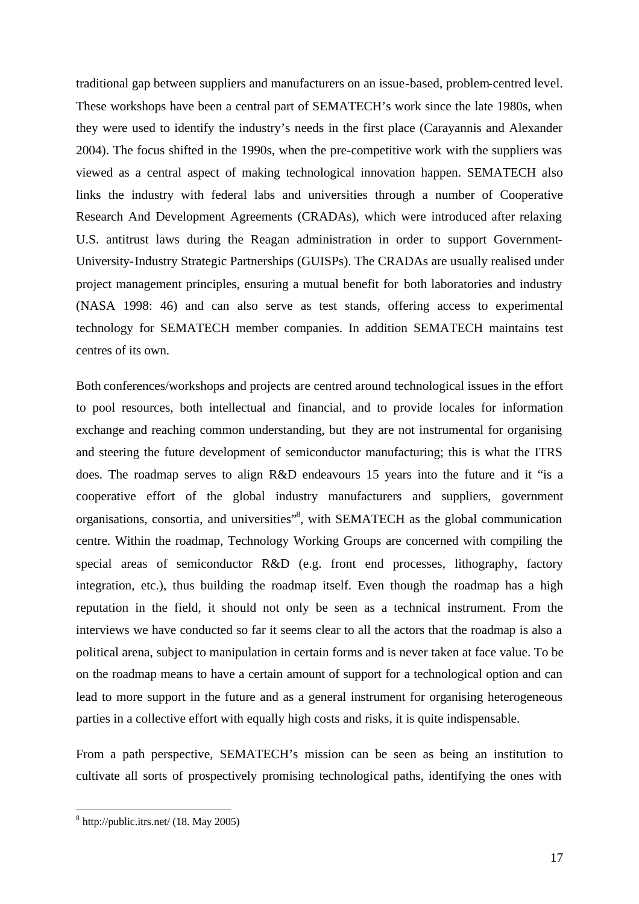traditional gap between suppliers and manufacturers on an issue-based, problem-centred level. These workshops have been a central part of SEMATECH's work since the late 1980s, when they were used to identify the industry's needs in the first place (Carayannis and Alexander 2004). The focus shifted in the 1990s, when the pre-competitive work with the suppliers was viewed as a central aspect of making technological innovation happen. SEMATECH also links the industry with federal labs and universities through a number of Cooperative Research And Development Agreements (CRADAs), which were introduced after relaxing U.S. antitrust laws during the Reagan administration in order to support Government-University-Industry Strategic Partnerships (GUISPs). The CRADAs are usually realised under project management principles, ensuring a mutual benefit for both laboratories and industry (NASA 1998: 46) and can also serve as test stands, offering access to experimental technology for SEMATECH member companies. In addition SEMATECH maintains test centres of its own.

Both conferences/workshops and projects are centred around technological issues in the effort to pool resources, both intellectual and financial, and to provide locales for information exchange and reaching common understanding, but they are not instrumental for organising and steering the future development of semiconductor manufacturing; this is what the ITRS does. The roadmap serves to align R&D endeavours 15 years into the future and it "is a cooperative effort of the global industry manufacturers and suppliers, government organisations, consortia, and universities"[8], with SEMATECH as the global communication centre. Within the roadmap, Technology Working Groups are concerned with compiling the special areas of semiconductor R&D (e.g. front end processes, lithography, factory integration, etc.), thus building the roadmap itself. Even though the roadmap has a high reputation in the field, it should not only be seen as a technical instrument. From the interviews we have conducted so far it seems clear to all the actors that the roadmap is also a political arena, subject to manipulation in certain forms and is never taken at face value. To be on the roadmap means to have a certain amount of support for a technological option and can lead to more support in the future and as a general instrument for organising heterogeneous parties in a collective effort with equally high costs and risks, it is quite indispensable.

From a path perspective, SEMATECH's mission can be seen as being an institution to cultivate all sorts of prospectively promising technological paths, identifying the ones with

[8] http://public.itrs.net/ (18. May 2005)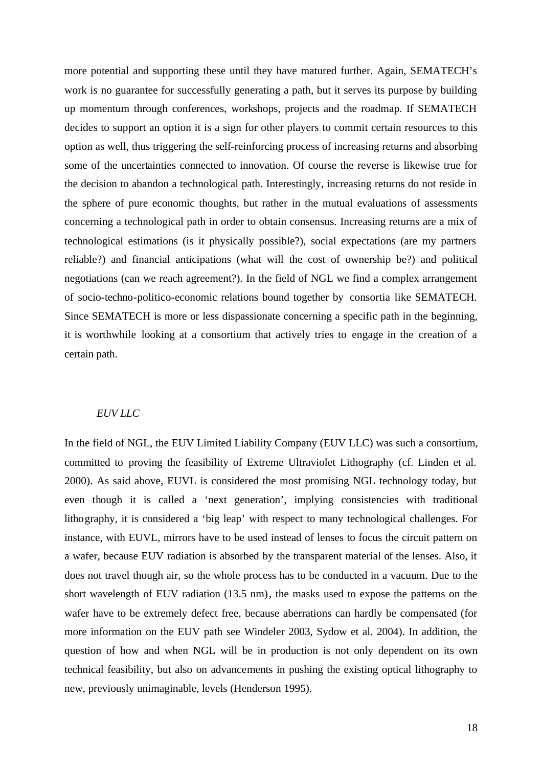more potential and supporting these until they have matured further. Again, SEMATECH's work is no guarantee for successfully generating a path, but it serves its purpose by building up momentum through conferences, workshops, projects and the roadmap. If SEMATECH decides to support an option it is a sign for other players to commit certain resources to this option as well, thus triggering the self-reinforcing process of increasing returns and absorbing some of the uncertainties connected to innovation. Of course the reverse is likewise true for the decision to abandon a technological path. Interestingly, increasing returns do not reside in the sphere of pure economic thoughts, but rather in the mutual evaluations of assessments concerning a technological path in order to obtain consensus. Increasing returns are a mix of technological estimations (is it physically possible?), social expectations (are my partners reliable?) and financial anticipations (what will the cost of ownership be?) and political negotiations (can we reach agreement?). In the field of NGL we find a complex arrangement of socio-techno-politico-economic relations bound together by consortia like SEMATECH. Since SEMATECH is more or less dispassionate concerning a specific path in the beginning, it is worthwhile looking at a consortium that actively tries to engage in the creation of a certain path.

*EUV LLC*

In the field of NGL, the EUV Limited Liability Company (EUV LLC) was such a consortium, committed to proving the feasibility of Extreme Ultraviolet Lithography (cf. Linden et al. 2000). As said above, EUVL is considered the most promising NGL technology today, but even though it is called a 'next generation', implying consistencies with traditional lithography, it is considered a 'big leap' with respect to many technological challenges. For instance, with EUVL, mirrors have to be used instead of lenses to focus the circuit pattern on a wafer, because EUV radiation is absorbed by the transparent material of the lenses. Also, it does not travel though air, so the whole process has to be conducted in a vacuum. Due to the short wavelength of EUV radiation (13.5 nm), the masks used to expose the patterns on the wafer have to be extremely defect free, because aberrations can hardly be compensated (for more information on the EUV path see Windeler 2003, Sydow et al. 2004). In addition, the question of how and when NGL will be in production is not only dependent on its own technical feasibility, but also on advancements in pushing the existing optical lithography to new, previously unimaginable, levels (Henderson 1995).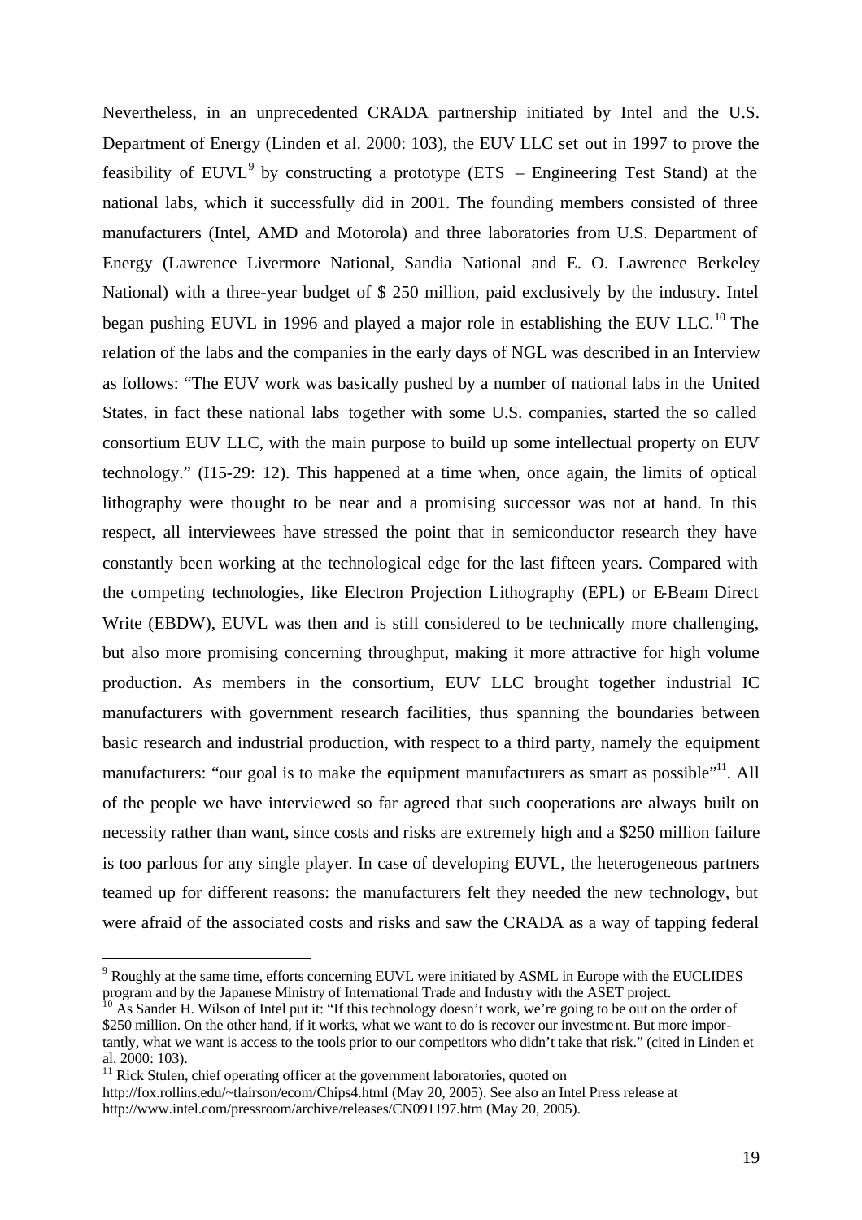Nevertheless, in an unprecedented CRADA partnership initiated by Intel and the U.S. Department of Energy (Linden et al. 2000: 103), the EUV LLC set out in 1997 to prove the feasibility of EUVL[9] by constructing a prototype (ETS – Engineering Test Stand) at the national labs, which it successfully did in 2001. The founding members consisted of three manufacturers (Intel, AMD and Motorola) and three laboratories from U.S. Department of Energy (Lawrence Livermore National, Sandia National and E. O. Lawrence Berkeley National) with a three-year budget of $ 250 million, paid exclusively by the industry. Intel began pushing EUVL in 1996 and played a major role in establishing the EUV LLC.[10] The relation of the labs and the companies in the early days of NGL was described in an Interview as follows: "The EUV work was basically pushed by a number of national labs in the United States, in fact these national labs together with some U.S. companies, started the so called consortium EUV LLC, with the main purpose to build up some intellectual property on EUV technology." (I15-29: 12). This happened at a time when, once again, the limits of optical lithography were thought to be near and a promising successor was not at hand. In this respect, all interviewees have stressed the point that in semiconductor research they have constantly been working at the technological edge for the last fifteen years. Compared with the competing technologies, like Electron Projection Lithography (EPL) or E-Beam Direct Write (EBDW), EUVL was then and is still considered to be technically more challenging, but also more promising concerning throughput, making it more attractive for high volume production. As members in the consortium, EUV LLC brought together industrial IC manufacturers with government research facilities, thus spanning the boundaries between basic research and industrial production, with respect to a third party, namely the equipment manufacturers: "our goal is to make the equipment manufacturers as smart as possible"[11]. All of the people we have interviewed so far agreed that such cooperations are always built on necessity rather than want, since costs and risks are extremely high and a $250 million failure is too parlous for any single player. In case of developing EUVL, the heterogeneous partners teamed up for different reasons: the manufacturers felt they needed the new technology, but were afraid of the associated costs and risks and saw the CRADA as a way of tapping federal

---

[9] Roughly at the same time, efforts concerning EUVL were initiated by ASML in Europe with the EUCLIDES program and by the Japanese Ministry of International Trade and Industry with the ASET project.

[10] As Sander H. Wilson of Intel put it: "If this technology doesn't work, we're going to be out on the order of $250 million. On the other hand, if it works, what we want to do is recover our investment. But more importantly, what we want is access to the tools prior to our competitors who didn't take that risk." (cited in Linden et al. 2000: 103).

[11] Rick Stulen, chief operating officer at the government laboratories, quoted on http://fox.rollins.edu/~tlairson/ecom/Chips4.html (May 20, 2005). See also an Intel Press release at http://www.intel.com/pressroom/archive/releases/CN091197.htm (May 20, 2005).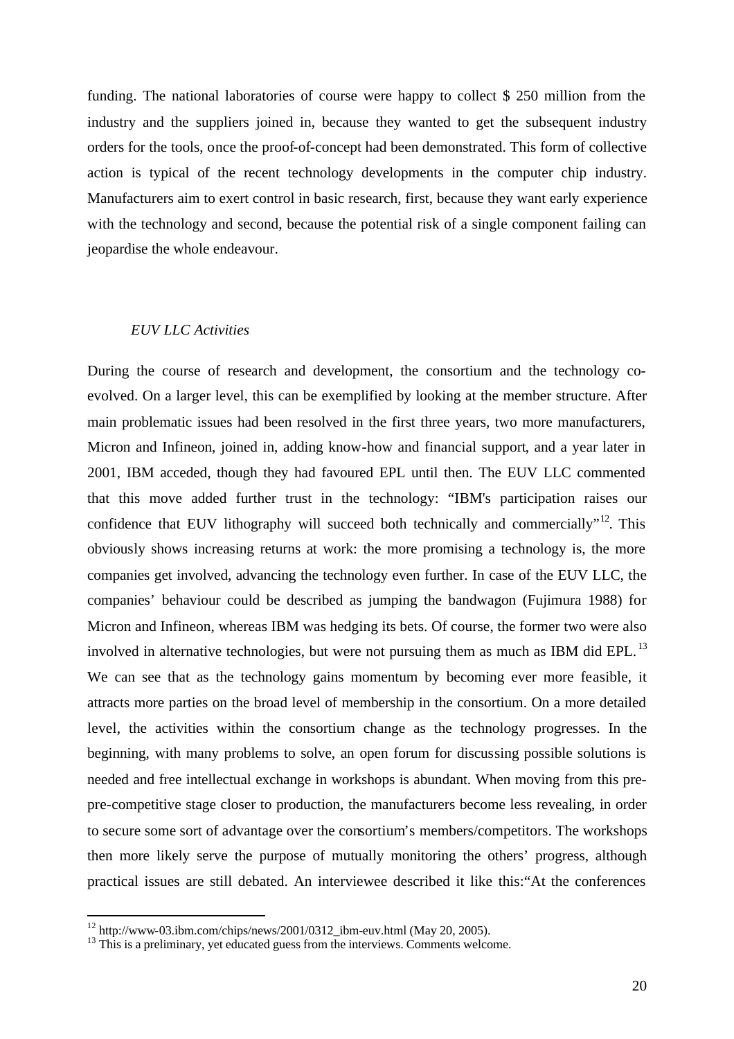funding. The national laboratories of course were happy to collect $ 250 million from the industry and the suppliers joined in, because they wanted to get the subsequent industry orders for the tools, once the proof-of-concept had been demonstrated. This form of collective action is typical of the recent technology developments in the computer chip industry. Manufacturers aim to exert control in basic research, first, because they want early experience with the technology and second, because the potential risk of a single component failing can jeopardise the whole endeavour.

*EUV LLC Activities*

During the course of research and development, the consortium and the technology co-evolved. On a larger level, this can be exemplified by looking at the member structure. After main problematic issues had been resolved in the first three years, two more manufacturers, Micron and Infineon, joined in, adding know-how and financial support, and a year later in 2001, IBM acceded, though they had favoured EPL until then. The EUV LLC commented that this move added further trust in the technology: "IBM's participation raises our confidence that EUV lithography will succeed both technically and commercially"[12]. This obviously shows increasing returns at work: the more promising a technology is, the more companies get involved, advancing the technology even further. In case of the EUV LLC, the companies' behaviour could be described as jumping the bandwagon (Fujimura 1988) for Micron and Infineon, whereas IBM was hedging its bets. Of course, the former two were also involved in alternative technologies, but were not pursuing them as much as IBM did EPL.[13] We can see that as the technology gains momentum by becoming ever more feasible, it attracts more parties on the broad level of membership in the consortium. On a more detailed level, the activities within the consortium change as the technology progresses. In the beginning, with many problems to solve, an open forum for discussing possible solutions is needed and free intellectual exchange in workshops is abundant. When moving from this pre-pre-competitive stage closer to production, the manufacturers become less revealing, in order to secure some sort of advantage over the consortium's members/competitors. The workshops then more likely serve the purpose of mutually monitoring the others' progress, although practical issues are still debated. An interviewee described it like this:"At the conferences

[12] http://www-03.ibm.com/chips/news/2001/0312_ibm-euv.html (May 20, 2005).

[13] This is a preliminary, yet educated guess from the interviews. Comments welcome.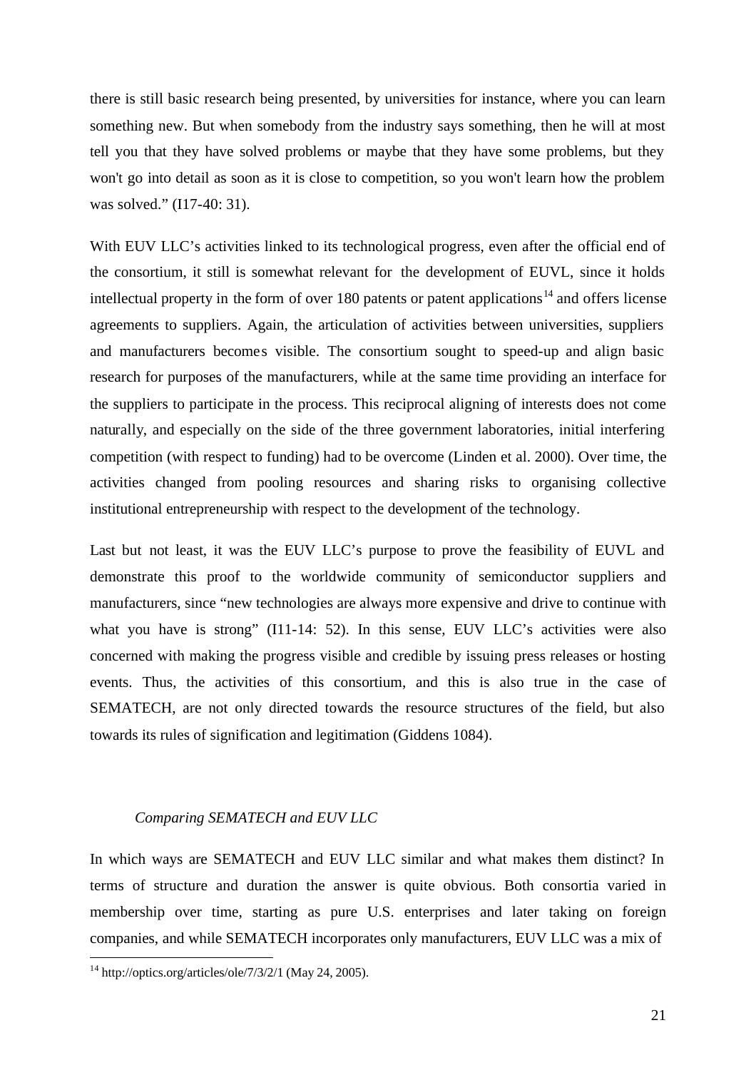there is still basic research being presented, by universities for instance, where you can learn something new. But when somebody from the industry says something, then he will at most tell you that they have solved problems or maybe that they have some problems, but they won't go into detail as soon as it is close to competition, so you won't learn how the problem was solved." (I17-40: 31).

With EUV LLC's activities linked to its technological progress, even after the official end of the consortium, it still is somewhat relevant for the development of EUVL, since it holds intellectual property in the form of over 180 patents or patent applications[14] and offers license agreements to suppliers. Again, the articulation of activities between universities, suppliers and manufacturers becomes visible. The consortium sought to speed-up and align basic research for purposes of the manufacturers, while at the same time providing an interface for the suppliers to participate in the process. This reciprocal aligning of interests does not come naturally, and especially on the side of the three government laboratories, initial interfering competition (with respect to funding) had to be overcome (Linden et al. 2000). Over time, the activities changed from pooling resources and sharing risks to organising collective institutional entrepreneurship with respect to the development of the technology.

Last but not least, it was the EUV LLC's purpose to prove the feasibility of EUVL and demonstrate this proof to the worldwide community of semiconductor suppliers and manufacturers, since "new technologies are always more expensive and drive to continue with what you have is strong" (I11-14: 52). In this sense, EUV LLC's activities were also concerned with making the progress visible and credible by issuing press releases or hosting events. Thus, the activities of this consortium, and this is also true in the case of SEMATECH, are not only directed towards the resource structures of the field, but also towards its rules of signification and legitimation (Giddens 1084).

### *Comparing SEMATECH and EUV LLC*

In which ways are SEMATECH and EUV LLC similar and what makes them distinct? In terms of structure and duration the answer is quite obvious. Both consortia varied in membership over time, starting as pure U.S. enterprises and later taking on foreign companies, and while SEMATECH incorporates only manufacturers, EUV LLC was a mix of

[14] http://optics.org/articles/ole/7/3/2/1 (May 24, 2005).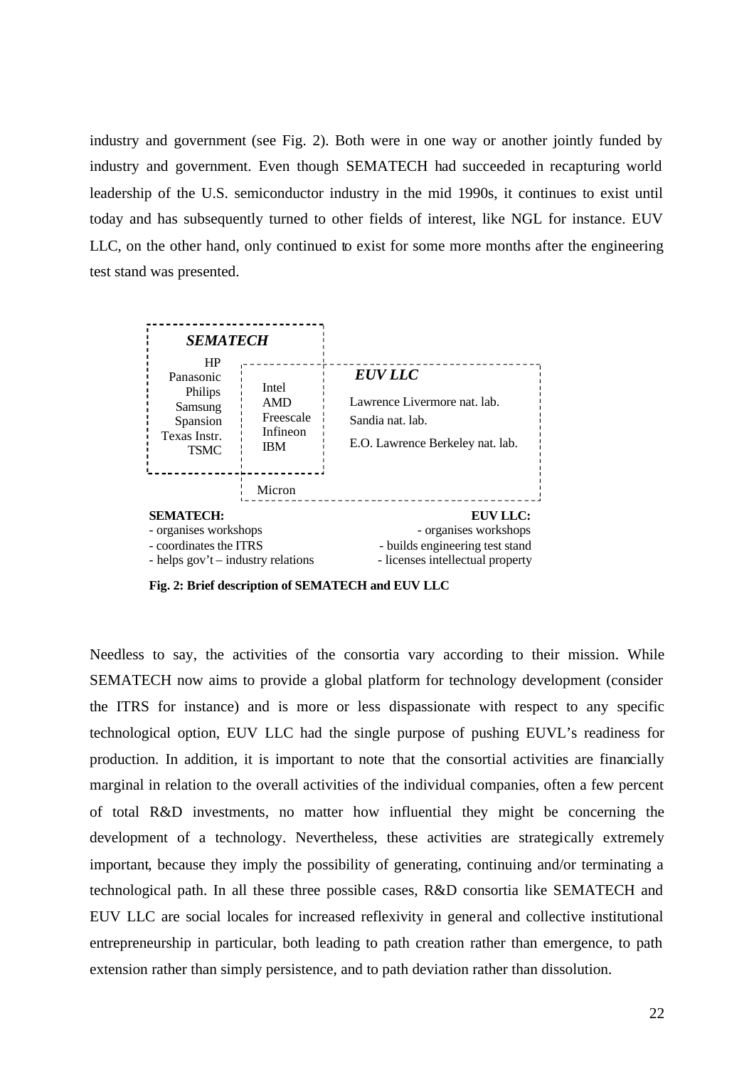industry and government (see Fig. 2). Both were in one way or another jointly funded by industry and government. Even though SEMATECH had succeeded in recapturing world leadership of the U.S. semiconductor industry in the mid 1990s, it continues to exist until today and has subsequently turned to other fields of interest, like NGL for instance. EUV LLC, on the other hand, only continued to exist for some more months after the engineering test stand was presented.

*SEMATECH*

HP
Panasonic
Philips
Samsung
Spansion
Texas Instr.
TSMC

Intel
AMD
Freescale
Infineon
IBM

*EUV LLC*

Lawrence Livermore nat. lab.
Sandia nat. lab.
E.O. Lawrence Berkeley nat. lab.

Micron

**SEMATECH:**
- organises workshops
- coordinates the ITRS
- helps gov't – industry relations

**EUV LLC:**
- organises workshops
- builds engineering test stand
- licenses intellectual property

**Fig. 2: Brief description of SEMATECH and EUV LLC**

Needless to say, the activities of the consortia vary according to their mission. While SEMATECH now aims to provide a global platform for technology development (consider the ITRS for instance) and is more or less dispassionate with respect to any specific technological option, EUV LLC had the single purpose of pushing EUVL's readiness for production. In addition, it is important to note that the consortial activities are financially marginal in relation to the overall activities of the individual companies, often a few percent of total R&D investments, no matter how influential they might be concerning the development of a technology. Nevertheless, these activities are strategically extremely important, because they imply the possibility of generating, continuing and/or terminating a technological path. In all these three possible cases, R&D consortia like SEMATECH and EUV LLC are social locales for increased reflexivity in general and collective institutional entrepreneurship in particular, both leading to path creation rather than emergence, to path extension rather than simply persistence, and to path deviation rather than dissolution.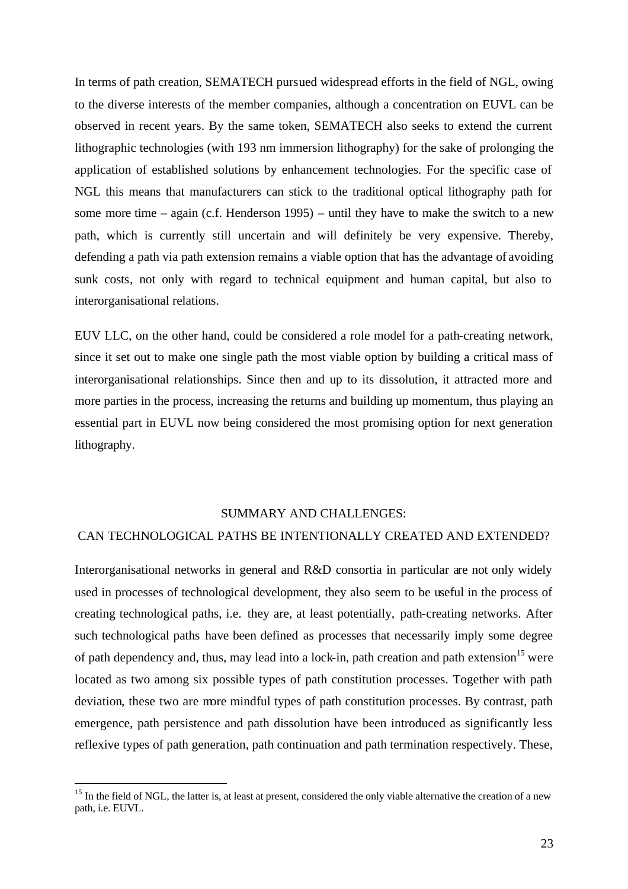In terms of path creation, SEMATECH pursued widespread efforts in the field of NGL, owing to the diverse interests of the member companies, although a concentration on EUVL can be observed in recent years. By the same token, SEMATECH also seeks to extend the current lithographic technologies (with 193 nm immersion lithography) for the sake of prolonging the application of established solutions by enhancement technologies. For the specific case of NGL this means that manufacturers can stick to the traditional optical lithography path for some more time – again (c.f. Henderson 1995) – until they have to make the switch to a new path, which is currently still uncertain and will definitely be very expensive. Thereby, defending a path via path extension remains a viable option that has the advantage of avoiding sunk costs, not only with regard to technical equipment and human capital, but also to interorganisational relations.

EUV LLC, on the other hand, could be considered a role model for a path-creating network, since it set out to make one single path the most viable option by building a critical mass of interorganisational relationships. Since then and up to its dissolution, it attracted more and more parties in the process, increasing the returns and building up momentum, thus playing an essential part in EUVL now being considered the most promising option for next generation lithography.

## SUMMARY AND CHALLENGES: CAN TECHNOLOGICAL PATHS BE INTENTIONALLY CREATED AND EXTENDED?

Interorganisational networks in general and R&D consortia in particular are not only widely used in processes of technological development, they also seem to be useful in the process of creating technological paths, i.e. they are, at least potentially, path-creating networks. After such technological paths have been defined as processes that necessarily imply some degree of path dependency and, thus, may lead into a lock-in, path creation and path extension[15] were located as two among six possible types of path constitution processes. Together with path deviation, these two are more mindful types of path constitution processes. By contrast, path emergence, path persistence and path dissolution have been introduced as significantly less reflexive types of path generation, path continuation and path termination respectively. These,

[15] In the field of NGL, the latter is, at least at present, considered the only viable alternative the creation of a new path, i.e. EUVL.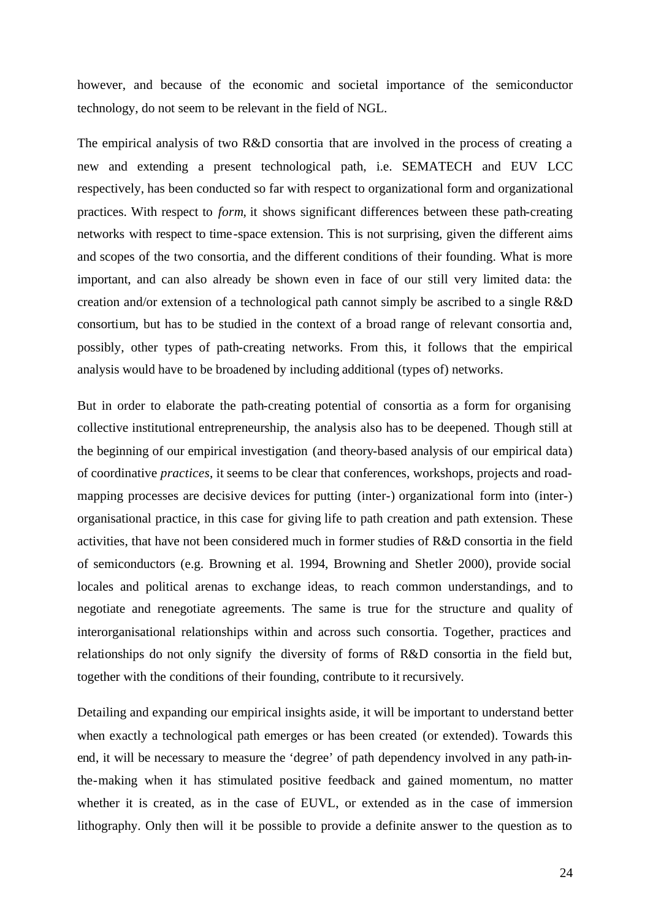however, and because of the economic and societal importance of the semiconductor technology, do not seem to be relevant in the field of NGL.

The empirical analysis of two R&D consortia that are involved in the process of creating a new and extending a present technological path, i.e. SEMATECH and EUV LCC respectively, has been conducted so far with respect to organizational form and organizational practices. With respect to *form*, it shows significant differences between these path-creating networks with respect to time-space extension. This is not surprising, given the different aims and scopes of the two consortia, and the different conditions of their founding. What is more important, and can also already be shown even in face of our still very limited data: the creation and/or extension of a technological path cannot simply be ascribed to a single R&D consortium, but has to be studied in the context of a broad range of relevant consortia and, possibly, other types of path-creating networks. From this, it follows that the empirical analysis would have to be broadened by including additional (types of) networks.

But in order to elaborate the path-creating potential of consortia as a form for organising collective institutional entrepreneurship, the analysis also has to be deepened. Though still at the beginning of our empirical investigation (and theory-based analysis of our empirical data) of coordinative *practices*, it seems to be clear that conferences, workshops, projects and road-mapping processes are decisive devices for putting (inter-) organizational form into (inter-) organisational practice, in this case for giving life to path creation and path extension. These activities, that have not been considered much in former studies of R&D consortia in the field of semiconductors (e.g. Browning et al. 1994, Browning and Shetler 2000), provide social locales and political arenas to exchange ideas, to reach common understandings, and to negotiate and renegotiate agreements. The same is true for the structure and quality of interorganisational relationships within and across such consortia. Together, practices and relationships do not only signify the diversity of forms of R&D consortia in the field but, together with the conditions of their founding, contribute to it recursively.

Detailing and expanding our empirical insights aside, it will be important to understand better when exactly a technological path emerges or has been created (or extended). Towards this end, it will be necessary to measure the 'degree' of path dependency involved in any path-in-the-making when it has stimulated positive feedback and gained momentum, no matter whether it is created, as in the case of EUVL, or extended as in the case of immersion lithography. Only then will it be possible to provide a definite answer to the question as to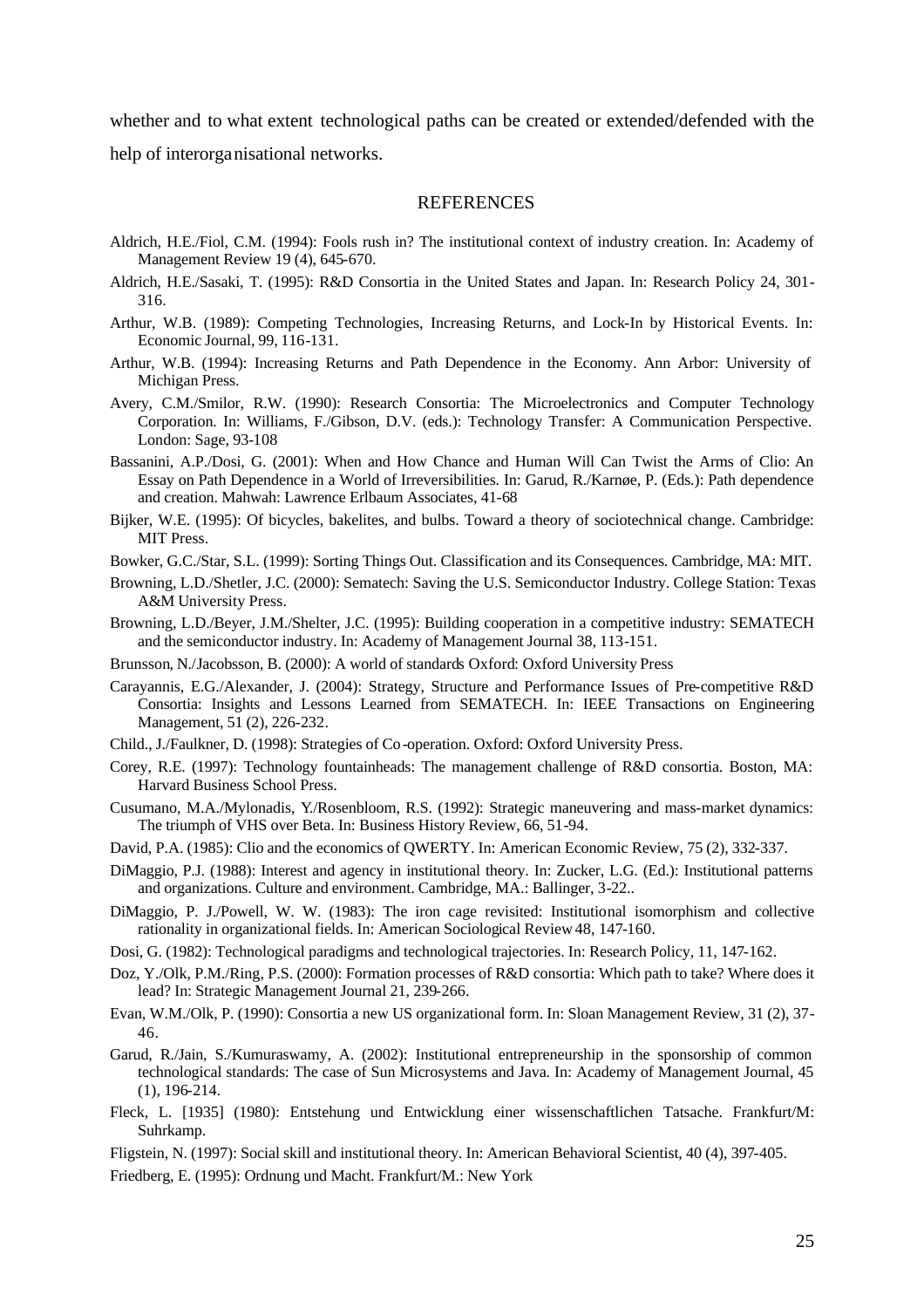whether and to what extent technological paths can be created or extended/defended with the help of interorganisational networks.

## REFERENCES

Aldrich, H.E./Fiol, C.M. (1994): Fools rush in? The institutional context of industry creation. In: Academy of Management Review 19 (4), 645-670.

Aldrich, H.E./Sasaki, T. (1995): R&D Consortia in the United States and Japan. In: Research Policy 24, 301-316.

Arthur, W.B. (1989): Competing Technologies, Increasing Returns, and Lock-In by Historical Events. In: Economic Journal, 99, 116-131.

Arthur, W.B. (1994): Increasing Returns and Path Dependence in the Economy. Ann Arbor: University of Michigan Press.

Avery, C.M./Smilor, R.W. (1990): Research Consortia: The Microelectronics and Computer Technology Corporation. In: Williams, F./Gibson, D.V. (eds.): Technology Transfer: A Communication Perspective. London: Sage, 93-108

Bassanini, A.P./Dosi, G. (2001): When and How Chance and Human Will Can Twist the Arms of Clio: An Essay on Path Dependence in a World of Irreversibilities. In: Garud, R./Karnøe, P. (Eds.): Path dependence and creation. Mahwah: Lawrence Erlbaum Associates, 41-68

Bijker, W.E. (1995): Of bicycles, bakelites, and bulbs. Toward a theory of sociotechnical change. Cambridge: MIT Press.

Bowker, G.C./Star, S.L. (1999): Sorting Things Out. Classification and its Consequences. Cambridge, MA: MIT.

Browning, L.D./Shetler, J.C. (2000): Sematech: Saving the U.S. Semiconductor Industry. College Station: Texas A&M University Press.

Browning, L.D./Beyer, J.M./Shelter, J.C. (1995): Building cooperation in a competitive industry: SEMATECH and the semiconductor industry. In: Academy of Management Journal 38, 113-151.

Brunsson, N./Jacobsson, B. (2000): A world of standards Oxford: Oxford University Press

Carayannis, E.G./Alexander, J. (2004): Strategy, Structure and Performance Issues of Pre-competitive R&D Consortia: Insights and Lessons Learned from SEMATECH. In: IEEE Transactions on Engineering Management, 51 (2), 226-232.

Child., J./Faulkner, D. (1998): Strategies of Co-operation. Oxford: Oxford University Press.

Corey, R.E. (1997): Technology fountainheads: The management challenge of R&D consortia. Boston, MA: Harvard Business School Press.

Cusumano, M.A./Mylonadis, Y./Rosenbloom, R.S. (1992): Strategic maneuvering and mass-market dynamics: The triumph of VHS over Beta. In: Business History Review, 66, 51-94.

David, P.A. (1985): Clio and the economics of QWERTY. In: American Economic Review, 75 (2), 332-337.

DiMaggio, P.J. (1988): Interest and agency in institutional theory. In: Zucker, L.G. (Ed.): Institutional patterns and organizations. Culture and environment. Cambridge, MA.: Ballinger, 3-22..

DiMaggio, P. J./Powell, W. W. (1983): The iron cage revisited: Institutional isomorphism and collective rationality in organizational fields. In: American Sociological Review 48, 147-160.

Dosi, G. (1982): Technological paradigms and technological trajectories. In: Research Policy, 11, 147-162.

Doz, Y./Olk, P.M./Ring, P.S. (2000): Formation processes of R&D consortia: Which path to take? Where does it lead? In: Strategic Management Journal 21, 239-266.

Evan, W.M./Olk, P. (1990): Consortia a new US organizational form. In: Sloan Management Review, 31 (2), 37-46.

Garud, R./Jain, S./Kumuraswamy, A. (2002): Institutional entrepreneurship in the sponsorship of common technological standards: The case of Sun Microsystems and Java. In: Academy of Management Journal, 45 (1), 196-214.

Fleck, L. [1935] (1980): Entstehung und Entwicklung einer wissenschaftlichen Tatsache. Frankfurt/M: Suhrkamp.

Fligstein, N. (1997): Social skill and institutional theory. In: American Behavioral Scientist, 40 (4), 397-405.

Friedberg, E. (1995): Ordnung und Macht. Frankfurt/M.: New York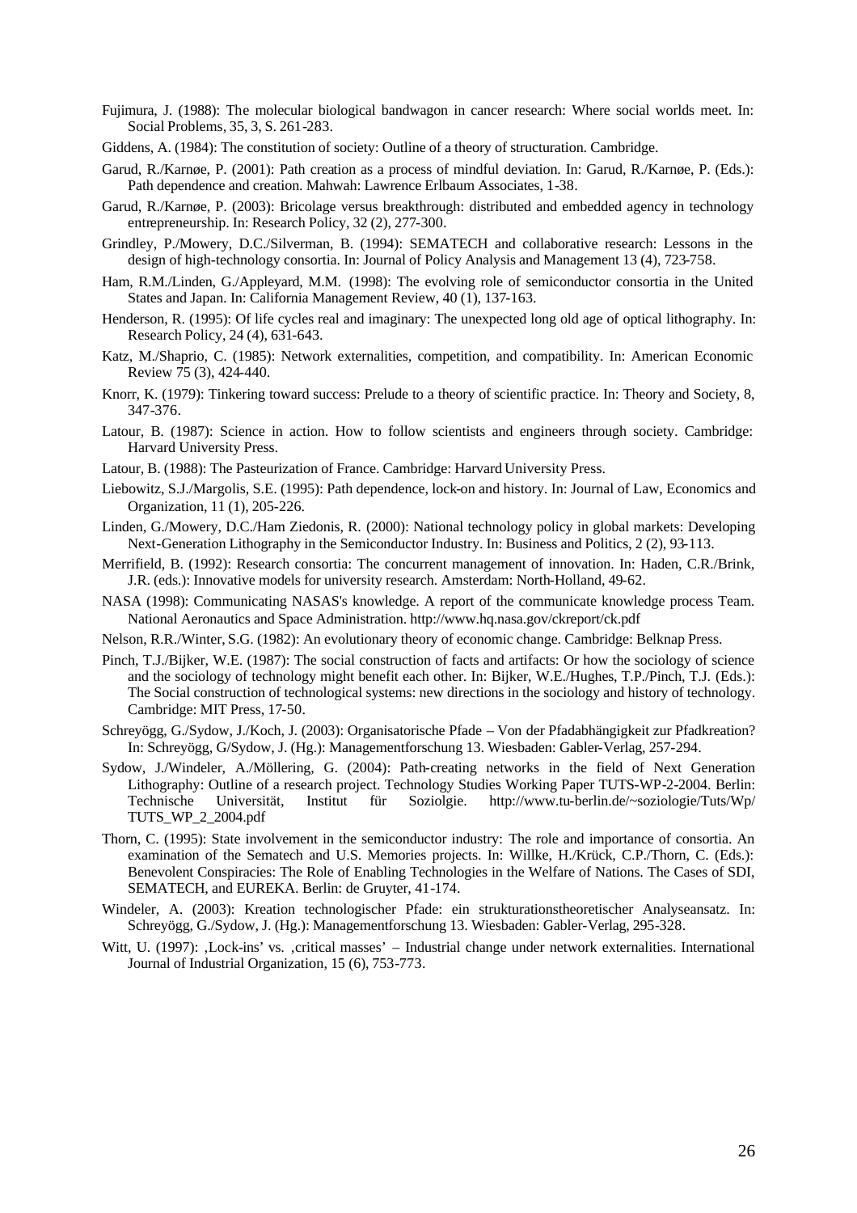Fujimura, J. (1988): The molecular biological bandwagon in cancer research: Where social worlds meet. In: Social Problems, 35, 3, S. 261-283.

Giddens, A. (1984): The constitution of society: Outline of a theory of structuration. Cambridge.

Garud, R./Karnøe, P. (2001): Path creation as a process of mindful deviation. In: Garud, R./Karnøe, P. (Eds.): Path dependence and creation. Mahwah: Lawrence Erlbaum Associates, 1-38.

Garud, R./Karnøe, P. (2003): Bricolage versus breakthrough: distributed and embedded agency in technology entrepreneurship. In: Research Policy, 32 (2), 277-300.

Grindley, P./Mowery, D.C./Silverman, B. (1994): SEMATECH and collaborative research: Lessons in the design of high-technology consortia. In: Journal of Policy Analysis and Management 13 (4), 723-758.

Ham, R.M./Linden, G./Appleyard, M.M. (1998): The evolving role of semiconductor consortia in the United States and Japan. In: California Management Review, 40 (1), 137-163.

Henderson, R. (1995): Of life cycles real and imaginary: The unexpected long old age of optical lithography. In: Research Policy, 24 (4), 631-643.

Katz, M./Shaprio, C. (1985): Network externalities, competition, and compatibility. In: American Economic Review 75 (3), 424-440.

Knorr, K. (1979): Tinkering toward success: Prelude to a theory of scientific practice. In: Theory and Society, 8, 347-376.

Latour, B. (1987): Science in action. How to follow scientists and engineers through society. Cambridge: Harvard University Press.

Latour, B. (1988): The Pasteurization of France. Cambridge: Harvard University Press.

Liebowitz, S.J./Margolis, S.E. (1995): Path dependence, lock-on and history. In: Journal of Law, Economics and Organization, 11 (1), 205-226.

Linden, G./Mowery, D.C./Ham Ziedonis, R. (2000): National technology policy in global markets: Developing Next-Generation Lithography in the Semiconductor Industry. In: Business and Politics, 2 (2), 93-113.

Merrifield, B. (1992): Research consortia: The concurrent management of innovation. In: Haden, C.R./Brink, J.R. (eds.): Innovative models for university research. Amsterdam: North-Holland, 49-62.

NASA (1998): Communicating NASAS's knowledge. A report of the communicate knowledge process Team. National Aeronautics and Space Administration. http://www.hq.nasa.gov/ckreport/ck.pdf

Nelson, R.R./Winter, S.G. (1982): An evolutionary theory of economic change. Cambridge: Belknap Press.

Pinch, T.J./Bijker, W.E. (1987): The social construction of facts and artifacts: Or how the sociology of science and the sociology of technology might benefit each other. In: Bijker, W.E./Hughes, T.P./Pinch, T.J. (Eds.): The Social construction of technological systems: new directions in the sociology and history of technology. Cambridge: MIT Press, 17-50.

Schreyögg, G./Sydow, J./Koch, J. (2003): Organisatorische Pfade – Von der Pfadabhängigkeit zur Pfadkreation? In: Schreyögg, G/Sydow, J. (Hg.): Managementforschung 13. Wiesbaden: Gabler-Verlag, 257-294.

Sydow, J./Windeler, A./Möllering, G. (2004): Path-creating networks in the field of Next Generation Lithography: Outline of a research project. Technology Studies Working Paper TUTS-WP-2-2004. Berlin: Technische Universität, Institut für Soziolgie. http://www.tu-berlin.de/~soziologie/Tuts/Wp/TUTS_WP_2_2004.pdf

Thorn, C. (1995): State involvement in the semiconductor industry: The role and importance of consortia. An examination of the Sematech and U.S. Memories projects. In: Willke, H./Krück, C.P./Thorn, C. (Eds.): Benevolent Conspiracies: The Role of Enabling Technologies in the Welfare of Nations. The Cases of SDI, SEMATECH, and EUREKA. Berlin: de Gruyter, 41-174.

Windeler, A. (2003): Kreation technologischer Pfade: ein strukturationstheoretischer Analyseansatz. In: Schreyögg, G./Sydow, J. (Hg.): Managementforschung 13. Wiesbaden: Gabler-Verlag, 295-328.

Witt, U. (1997): ‚Lock-ins' vs. ‚critical masses' – Industrial change under network externalities. International Journal of Industrial Organization, 15 (6), 753-773.